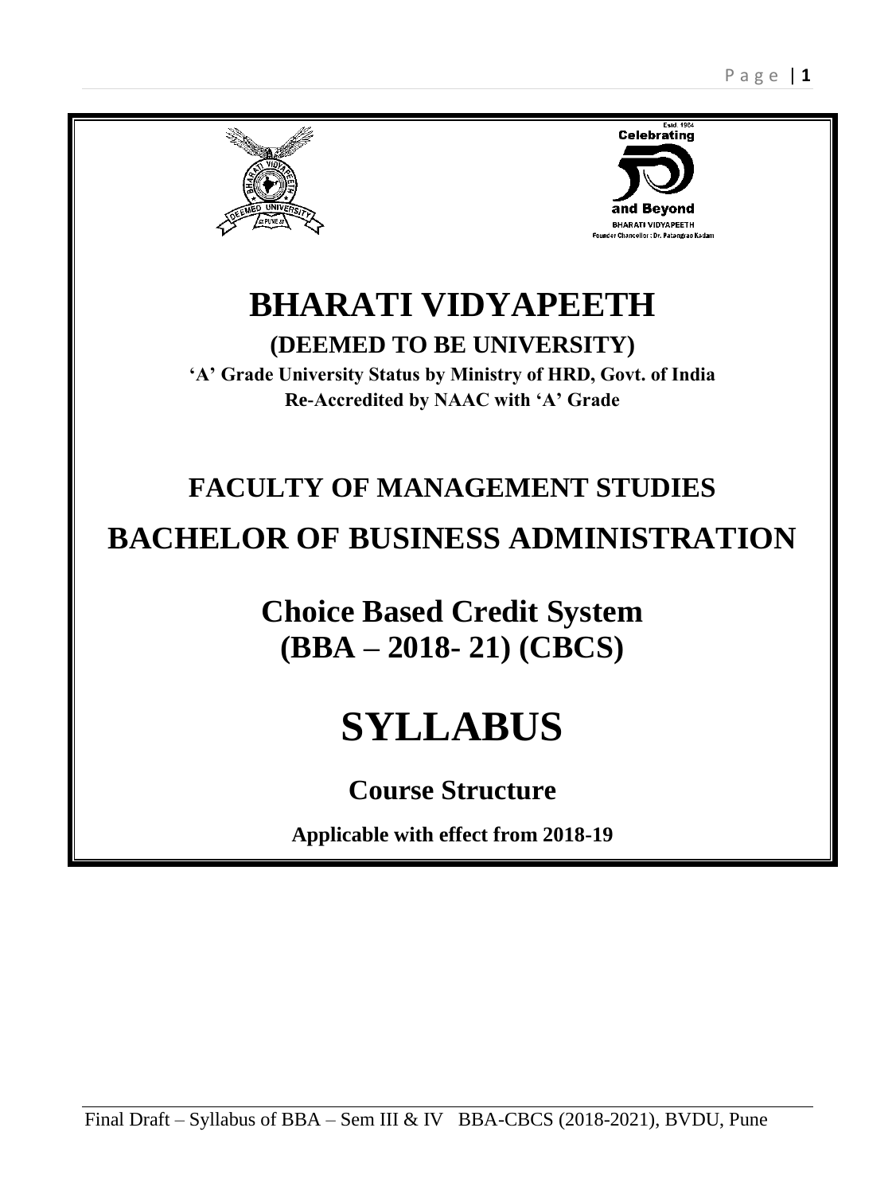# BHARATI VIDYAPEETH

## (DEEMED TO BE UNIVERSITY)

**'A' Grade University Status by Ministry of HRD, Govt. of India**

**Re-Accredited by NAAC with 'A' Grade**

## FACULTY OF MANAGEMENT STUDIES

## BACHELOR OF BUSINESS ADMINISTRATION

## Choice Based Credit System (BBA – 2018- 21) (CBCS)

# SYLLABUS

## Course Structure

**Applicable with effect from 2018-19**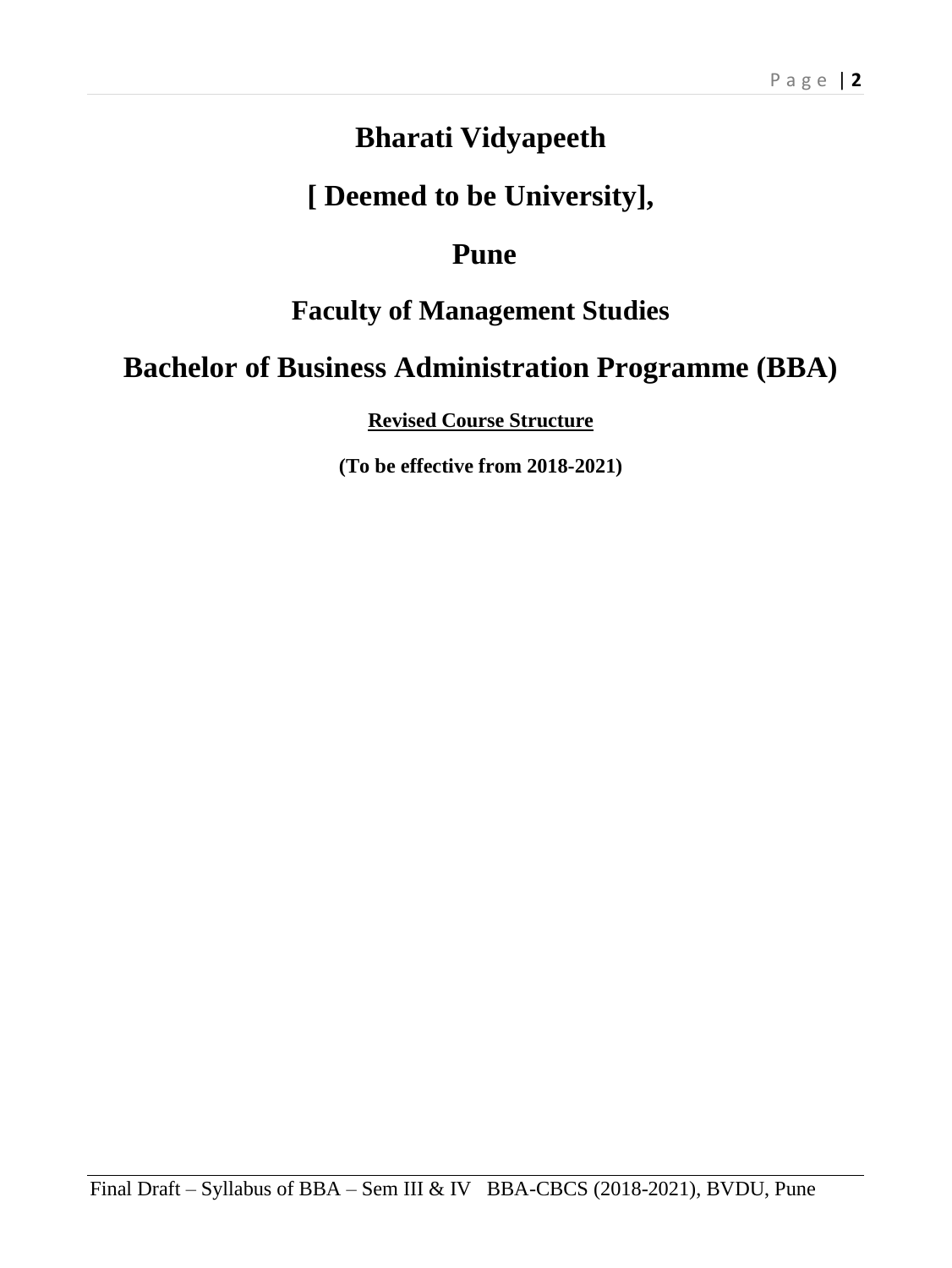# Bharati Vidyapeeth

# [ Deemed to be University],

# Pune

## Faculty of Management Studies

# Bachelor of Business Administration Programme (BBA)

**Revised Course Structure**

**(To be effective from 2018-2021)**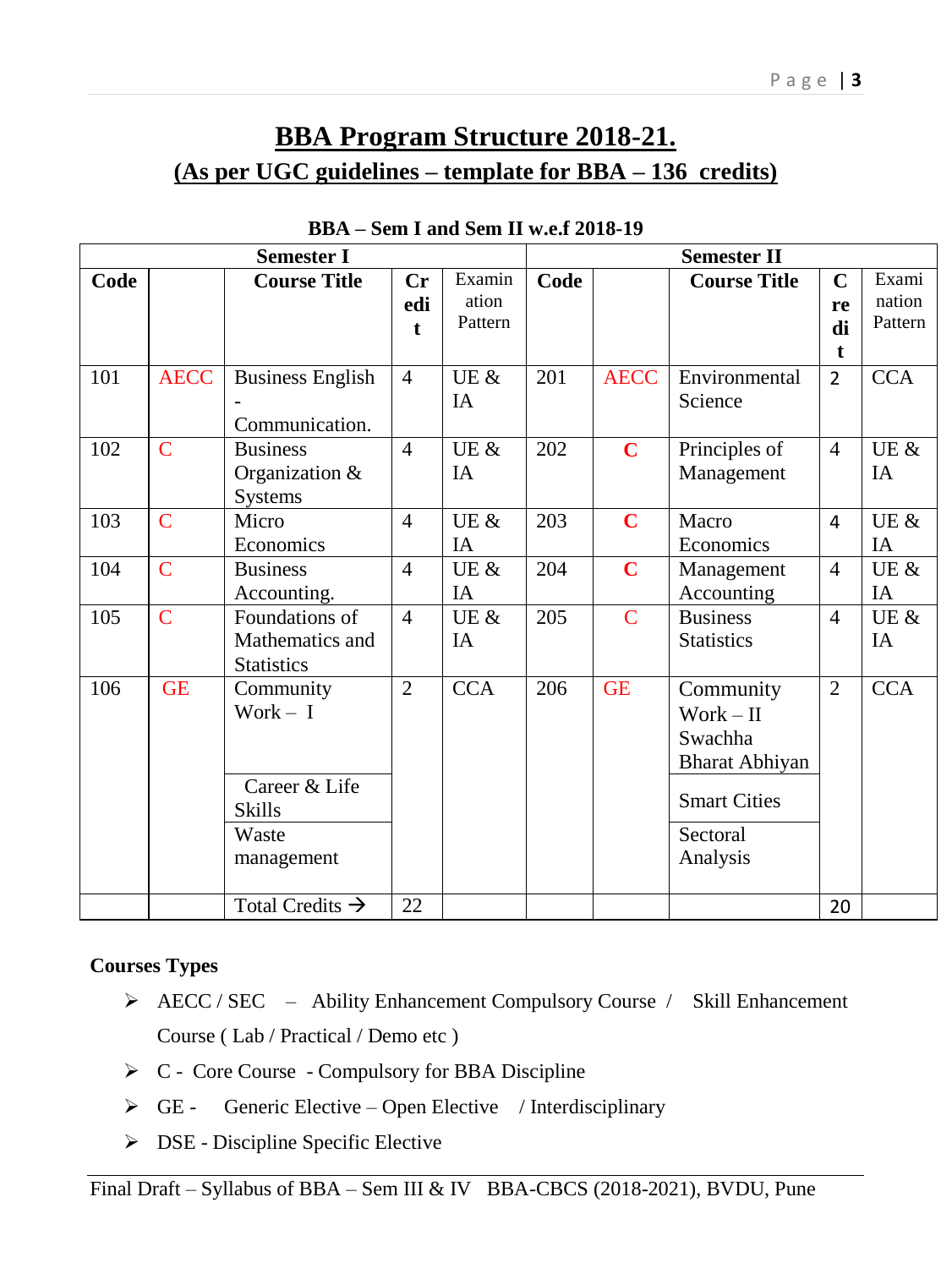# BBA Program Structure 2018-21.

## (As per UGC guidelines – template for BBA – 136 credits)

**BBA – Sem I and Sem II w.e.f 2018-19**

| Semester I | | | | | Semester II | | | | |
|---|---|---|---|---|---|---|---|---|---|
| **Code** | | **Course Title** | **Credit** | Examination Pattern | **Code** | | **Course Title** | **Credit** | Examination Pattern |
| 101 | AECC | Business English - Communication. | 4 | UE & IA | 201 | AECC | Environmental Science | 2 | CCA |
| 102 | C | Business Organization & Systems | 4 | UE & IA | 202 | C | Principles of Management | 4 | UE & IA |
| 103 | C | Micro Economics | 4 | UE & IA | 203 | C | Macro Economics | 4 | UE & IA |
| 104 | C | Business Accounting. | 4 | UE & IA | 204 | C | Management Accounting | 4 | UE & IA |
| 105 | C | Foundations of Mathematics and Statistics | 4 | UE & IA | 205 | C | Business Statistics | 4 | UE & IA |
| 106 | GE | Community Work – I | 2 | CCA | 206 | GE | Community Work – II Swachha Bharat Abhiyan | 2 | CCA |
| | | Career & Life Skills | | | | | Smart Cities | | |
| | | Waste management | | | | | Sectoral Analysis | | |
| | | Total Credits → | 22 | | | | | 20 | |

**Courses Types**

- AECC / SEC – Ability Enhancement Compulsory Course / Skill Enhancement Course ( Lab / Practical / Demo etc )
- C - Core Course - Compulsory for BBA Discipline
- GE - Generic Elective – Open Elective / Interdisciplinary
- DSE - Discipline Specific Elective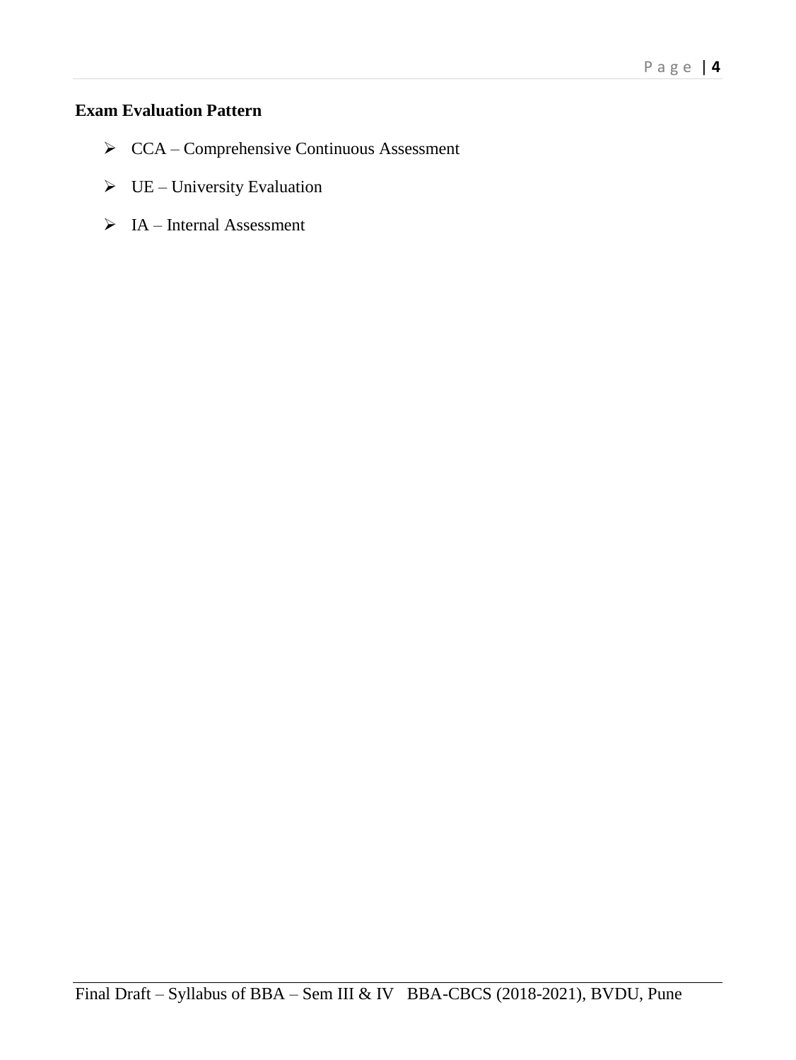**Exam Evaluation Pattern**

- CCA – Comprehensive Continuous Assessment
- UE – University Evaluation
- IA – Internal Assessment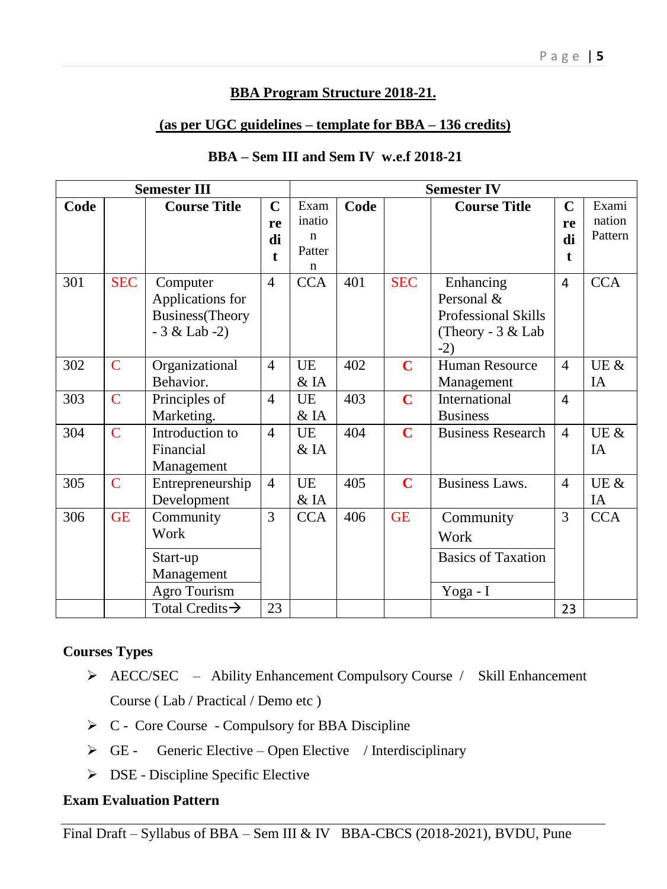**BBA Program Structure 2018-21.**

**(as per UGC guidelines – template for BBA – 136 credits)**

**BBA – Sem III and Sem IV w.e.f 2018-21**

| Semester III | | | | | Semester IV | | | | |
|---|---|---|---|---|---|---|---|---|---|
| **Code** | | **Course Title** | **Credit** | Examination Pattern | **Code** | | **Course Title** | **Credit** | Examination Pattern |
| 301 | SEC | Computer Applications for Business(Theory - 3 & Lab -2) | 4 | CCA | 401 | SEC | Enhancing Personal & Professional Skills (Theory - 3 & Lab -2) | 4 | CCA |
| 302 | C | Organizational Behavior. | 4 | UE & IA | 402 | C | Human Resource Management | 4 | UE & IA |
| 303 | C | Principles of Marketing. | 4 | UE & IA | 403 | C | International Business | 4 | |
| 304 | C | Introduction to Financial Management | 4 | UE & IA | 404 | C | Business Research | 4 | UE & IA |
| 305 | C | Entrepreneurship Development | 4 | UE & IA | 405 | C | Business Laws. | 4 | UE & IA |
| 306 | GE | Community Work | 3 | CCA | 406 | GE | Community Work | 3 | CCA |
| | | Start-up Management | | | | | Basics of Taxation | | |
| | | Agro Tourism | | | | | Yoga - I | | |
| | | Total Credits→ | 23 | | | | | 23 | |

**Courses Types**

- AECC/SEC – Ability Enhancement Compulsory Course / Skill Enhancement Course ( Lab / Practical / Demo etc )
- C - Core Course - Compulsory for BBA Discipline
- GE - Generic Elective – Open Elective / Interdisciplinary
- DSE - Discipline Specific Elective

**Exam Evaluation Pattern**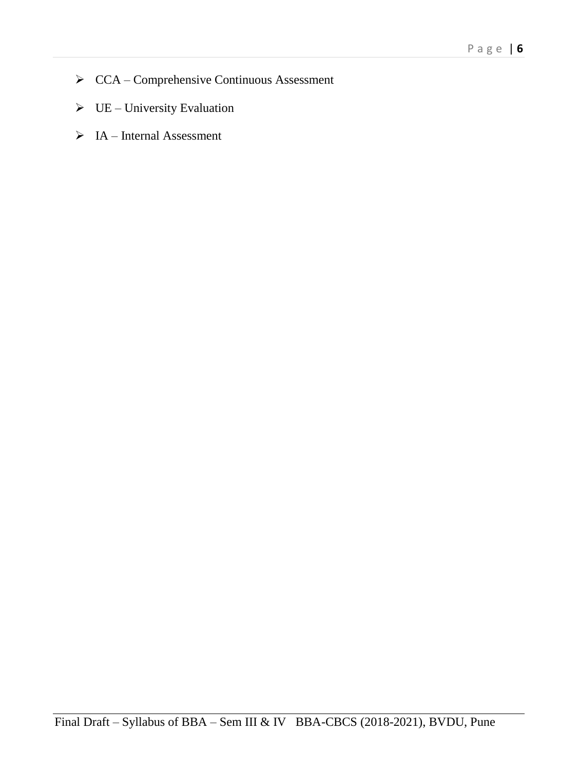- CCA – Comprehensive Continuous Assessment
- UE – University Evaluation
- IA – Internal Assessment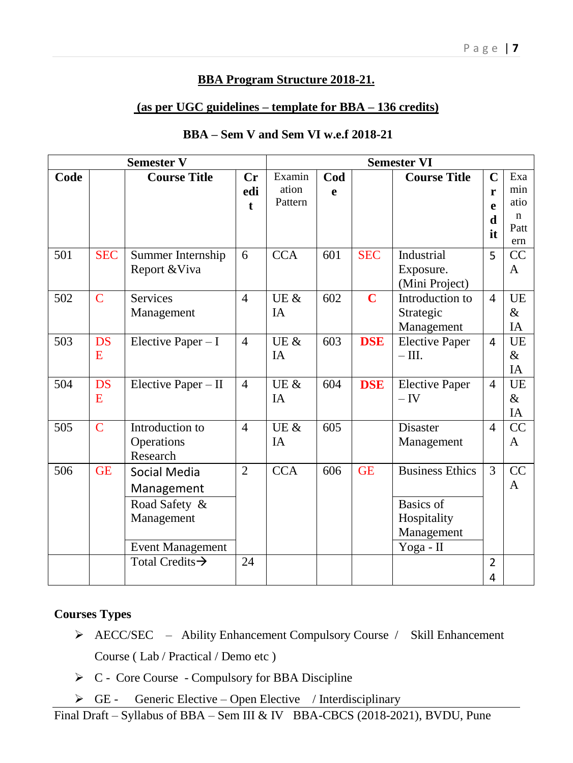**BBA Program Structure 2018-21.**

**(as per UGC guidelines – template for BBA – 136 credits)**

**BBA – Sem V and Sem VI w.e.f 2018-21**

| Semester V | | | | | Semester VI | | | | |
|---|---|---|---|---|---|---|---|---|---|
| **Code** | | **Course Title** | **Credit** | Examination Pattern | **Code** | | **Course Title** | **Credit** | Examination Pattern |
| 501 | SEC | Summer Internship Report &Viva | 6 | CCA | 601 | SEC | Industrial Exposure. (Mini Project) | 5 | CCA |
| 502 | C | Services Management | 4 | UE & IA | 602 | **C** | Introduction to Strategic Management | 4 | UE & IA |
| 503 | DSE | Elective Paper – I | 4 | UE & IA | 603 | **DSE** | Elective Paper – III. | 4 | UE & IA |
| 504 | DSE | Elective Paper – II | 4 | UE & IA | 604 | **DSE** | Elective Paper – IV | 4 | UE & IA |
| 505 | C | Introduction to Operations Research | 4 | UE & IA | 605 | | Disaster Management | 4 | CCA |
| 506 | GE | Social Media Management | 2 | CCA | 606 | GE | Business Ethics | 3 | CCA |
| | | Road Safety & Management | | | | | Basics of Hospitality Management | | |
| | | Event Management | | | | | Yoga - II | | |
| | | Total Credits→ | 24 | | | | | 24 | |

**Courses Types**

- AECC/SEC – Ability Enhancement Compulsory Course / Skill Enhancement Course ( Lab / Practical / Demo etc )
- C - Core Course - Compulsory for BBA Discipline
- GE - Generic Elective – Open Elective / Interdisciplinary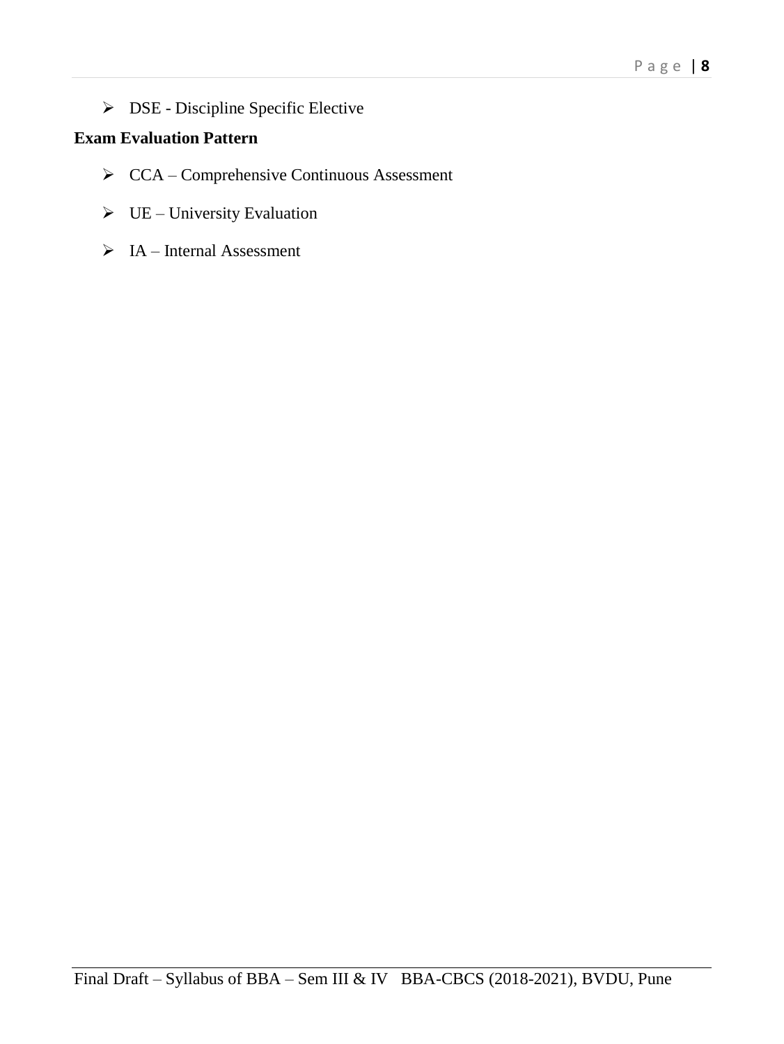- DSE - Discipline Specific Elective

**Exam Evaluation Pattern**

- CCA – Comprehensive Continuous Assessment
- UE – University Evaluation
- IA – Internal Assessment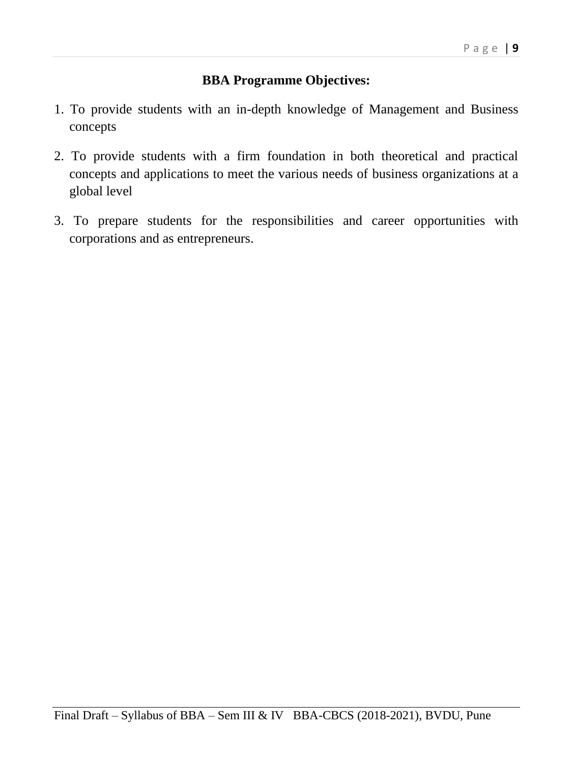## BBA Programme Objectives:

1. To provide students with an in-depth knowledge of Management and Business concepts
2. To provide students with a firm foundation in both theoretical and practical concepts and applications to meet the various needs of business organizations at a global level
3. To prepare students for the responsibilities and career opportunities with corporations and as entrepreneurs.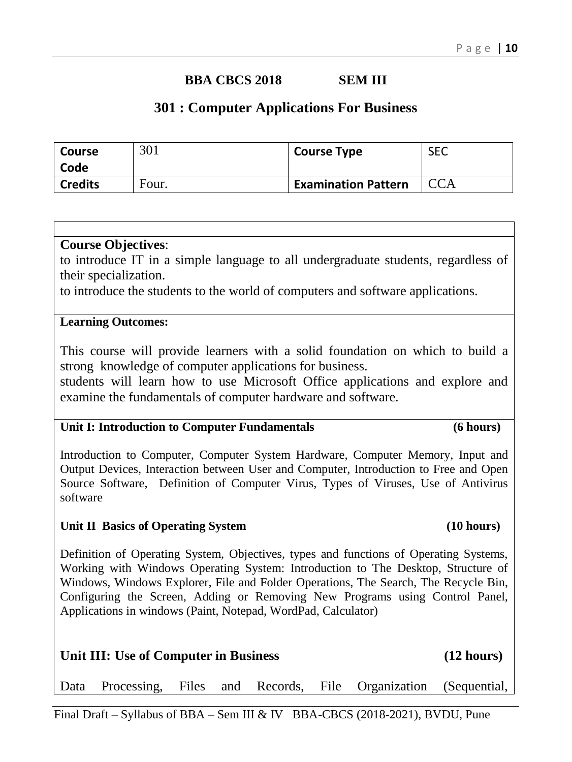**BBA CBCS 2018 SEM III**

## 301 : Computer Applications For Business

| Course Code | 301 | Course Type | SEC |
|---|---|---|---|
| Credits | Four. | Examination Pattern | CCA |

**Course Objectives**:

to introduce IT in a simple language to all undergraduate students, regardless of their specialization.

to introduce the students to the world of computers and software applications.

**Learning Outcomes:**

This course will provide learners with a solid foundation on which to build a strong knowledge of computer applications for business.

students will learn how to use Microsoft Office applications and explore and examine the fundamentals of computer hardware and software.

**Unit I: Introduction to Computer Fundamentals (6 hours)**

Introduction to Computer, Computer System Hardware, Computer Memory, Input and Output Devices, Interaction between User and Computer, Introduction to Free and Open Source Software, Definition of Computer Virus, Types of Viruses, Use of Antivirus software

**Unit II Basics of Operating System (10 hours)**

Definition of Operating System, Objectives, types and functions of Operating Systems, Working with Windows Operating System: Introduction to The Desktop, Structure of Windows, Windows Explorer, File and Folder Operations, The Search, The Recycle Bin, Configuring the Screen, Adding or Removing New Programs using Control Panel, Applications in windows (Paint, Notepad, WordPad, Calculator)

**Unit III: Use of Computer in Business (12 hours)**

Data Processing, Files and Records, File Organization (Sequential,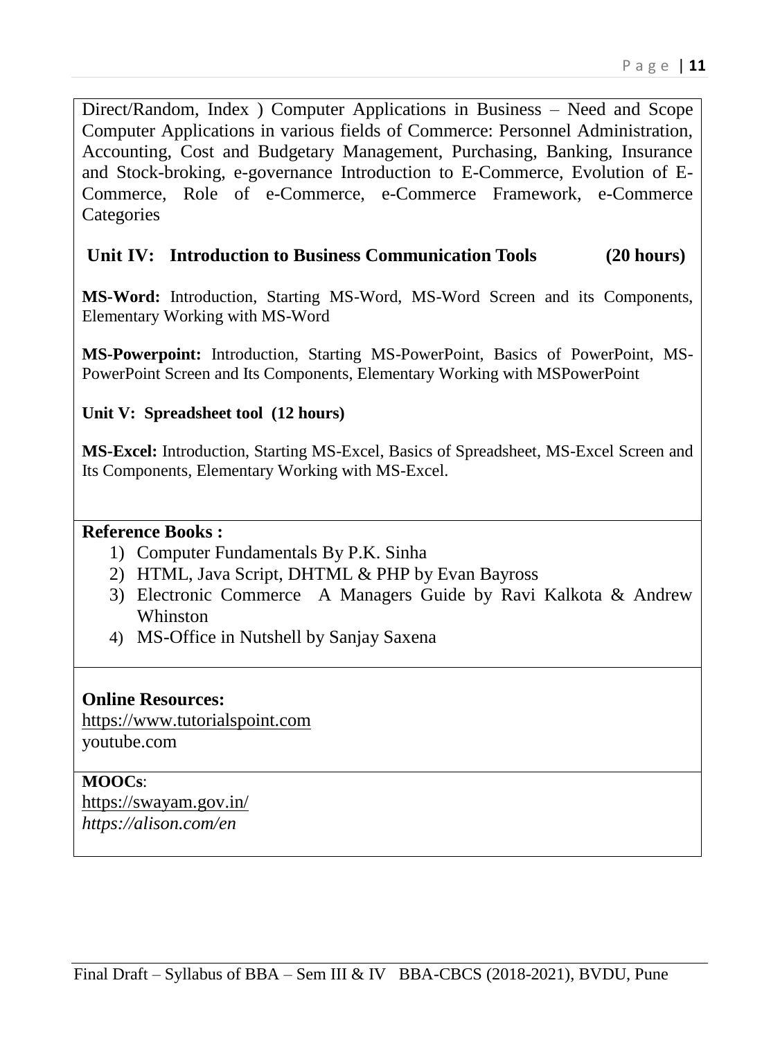Direct/Random, Index ) Computer Applications in Business – Need and Scope Computer Applications in various fields of Commerce: Personnel Administration, Accounting, Cost and Budgetary Management, Purchasing, Banking, Insurance and Stock-broking, e-governance Introduction to E-Commerce, Evolution of E-Commerce, Role of e-Commerce, e-Commerce Framework, e-Commerce Categories

**Unit IV: Introduction to Business Communication Tools (20 hours)**

**MS-Word:** Introduction, Starting MS-Word, MS-Word Screen and its Components, Elementary Working with MS-Word

**MS-Powerpoint:** Introduction, Starting MS-PowerPoint, Basics of PowerPoint, MS-PowerPoint Screen and Its Components, Elementary Working with MSPowerPoint

**Unit V: Spreadsheet tool (12 hours)**

**MS-Excel:** Introduction, Starting MS-Excel, Basics of Spreadsheet, MS-Excel Screen and Its Components, Elementary Working with MS-Excel.

**Reference Books :**

1) Computer Fundamentals By P.K. Sinha
2) HTML, Java Script, DHTML & PHP by Evan Bayross
3) Electronic Commerce A Managers Guide by Ravi Kalkota & Andrew Whinston
4) MS-Office in Nutshell by Sanjay Saxena

**Online Resources:**

https://www.tutorialspoint.com
youtube.com

**MOOCs**:

https://swayam.gov.in/
*https://alison.com/en*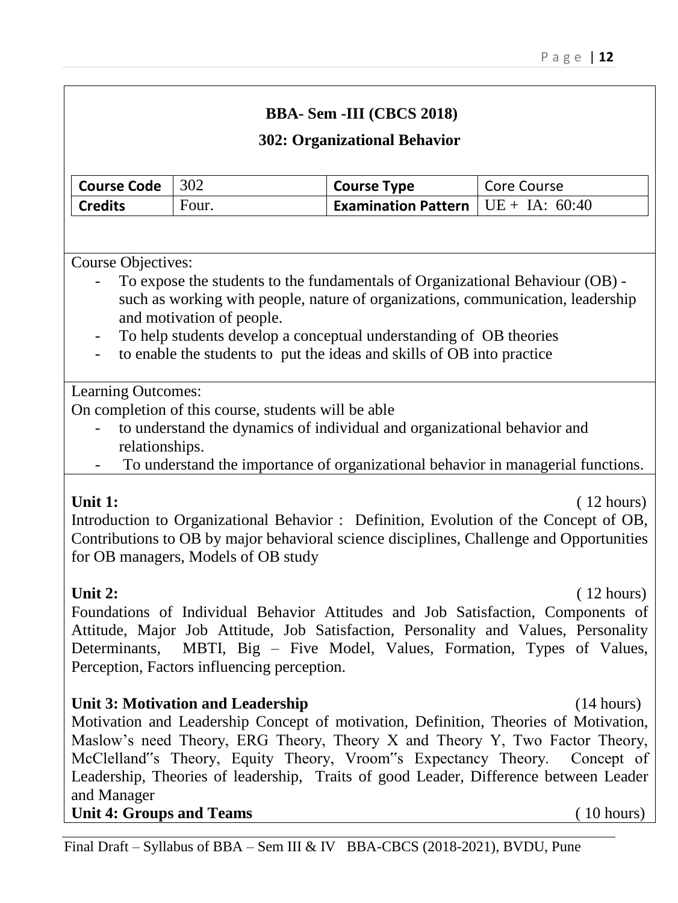## BBA- Sem -III (CBCS 2018)

## 302: Organizational Behavior

| Course Code | 302 | Course Type | Core Course |
|---|---|---|---|
| Credits | Four. | Examination Pattern | UE + IA: 60:40 |

Course Objectives:

- To expose the students to the fundamentals of Organizational Behaviour (OB) - such as working with people, nature of organizations, communication, leadership and motivation of people.
- To help students develop a conceptual understanding of OB theories
- to enable the students to put the ideas and skills of OB into practice

Learning Outcomes:

On completion of this course, students will be able

- to understand the dynamics of individual and organizational behavior and relationships.
- To understand the importance of organizational behavior in managerial functions.

**Unit 1:** ( 12 hours)

Introduction to Organizational Behavior : Definition, Evolution of the Concept of OB, Contributions to OB by major behavioral science disciplines, Challenge and Opportunities for OB managers, Models of OB study

**Unit 2:** ( 12 hours)

Foundations of Individual Behavior Attitudes and Job Satisfaction, Components of Attitude, Major Job Attitude, Job Satisfaction, Personality and Values, Personality Determinants, MBTI, Big – Five Model, Values, Formation, Types of Values, Perception, Factors influencing perception.

**Unit 3: Motivation and Leadership** (14 hours)

Motivation and Leadership Concept of motivation, Definition, Theories of Motivation, Maslow's need Theory, ERG Theory, Theory X and Theory Y, Two Factor Theory, McClelland"s Theory, Equity Theory, Vroom"s Expectancy Theory. Concept of Leadership, Theories of leadership, Traits of good Leader, Difference between Leader and Manager

**Unit 4: Groups and Teams** ( 10 hours)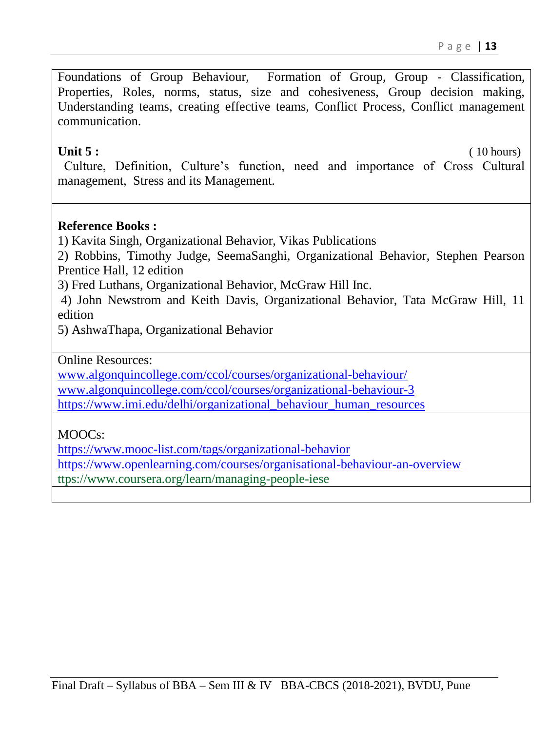Foundations of Group Behaviour, Formation of Group, Group - Classification, Properties, Roles, norms, status, size and cohesiveness, Group decision making, Understanding teams, creating effective teams, Conflict Process, Conflict management communication.

**Unit 5 :** ( 10 hours)

Culture, Definition, Culture's function, need and importance of Cross Cultural management, Stress and its Management.

**Reference Books :**

1) Kavita Singh, Organizational Behavior, Vikas Publications
2) Robbins, Timothy Judge, SeemaSanghi, Organizational Behavior, Stephen Pearson Prentice Hall, 12 edition
3) Fred Luthans, Organizational Behavior, McGraw Hill Inc.
4) John Newstrom and Keith Davis, Organizational Behavior, Tata McGraw Hill, 11 edition
5) AshwaThapa, Organizational Behavior

Online Resources:

www.algonquincollege.com/ccol/courses/organizational-behaviour/
www.algonquincollege.com/ccol/courses/organizational-behaviour-3
https://www.imi.edu/delhi/organizational_behaviour_human_resources

MOOCs:

https://www.mooc-list.com/tags/organizational-behavior
https://www.openlearning.com/courses/organisational-behaviour-an-overview
ttps://www.coursera.org/learn/managing-people-iese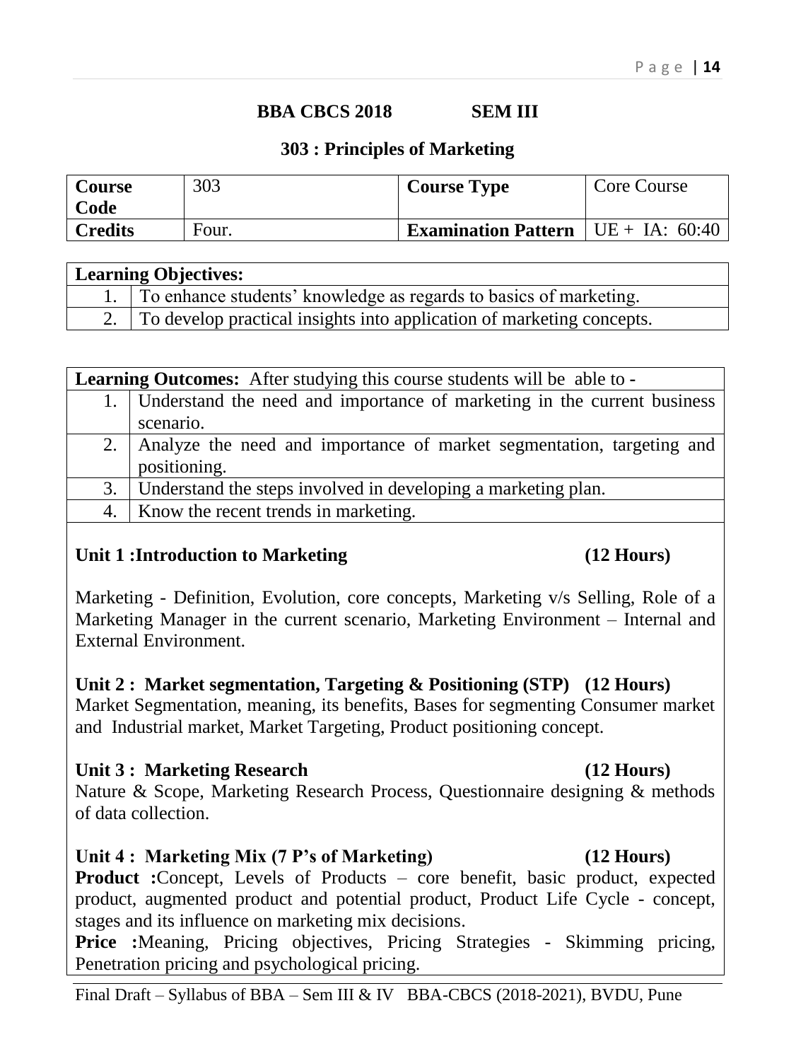**BBA CBCS 2018 SEM III**

## 303 : Principles of Marketing

| Course Code | 303 | Course Type | Core Course |
|---|---|---|---|
| Credits | Four. | Examination Pattern | UE + IA: 60:40 |

| Learning Objectives: | |
|---|---|
| 1. | To enhance students' knowledge as regards to basics of marketing. |
| 2. | To develop practical insights into application of marketing concepts. |

| Learning Outcomes: After studying this course students will be able to - | |
|---|---|
| 1. | Understand the need and importance of marketing in the current business scenario. |
| 2. | Analyze the need and importance of market segmentation, targeting and positioning. |
| 3. | Understand the steps involved in developing a marketing plan. |
| 4. | Know the recent trends in marketing. |

### Unit 1 :Introduction to Marketing (12 Hours)

Marketing - Definition, Evolution, core concepts, Marketing v/s Selling, Role of a Marketing Manager in the current scenario, Marketing Environment – Internal and External Environment.

### Unit 2 : Market segmentation, Targeting & Positioning (STP) (12 Hours)

Market Segmentation, meaning, its benefits, Bases for segmenting Consumer market and Industrial market, Market Targeting, Product positioning concept.

### Unit 3 : Marketing Research (12 Hours)

Nature & Scope, Marketing Research Process, Questionnaire designing & methods of data collection.

### Unit 4 : Marketing Mix (7 P's of Marketing) (12 Hours)

**Product :**Concept, Levels of Products – core benefit, basic product, expected product, augmented product and potential product, Product Life Cycle - concept, stages and its influence on marketing mix decisions.

**Price :**Meaning, Pricing objectives, Pricing Strategies - Skimming pricing, Penetration pricing and psychological pricing.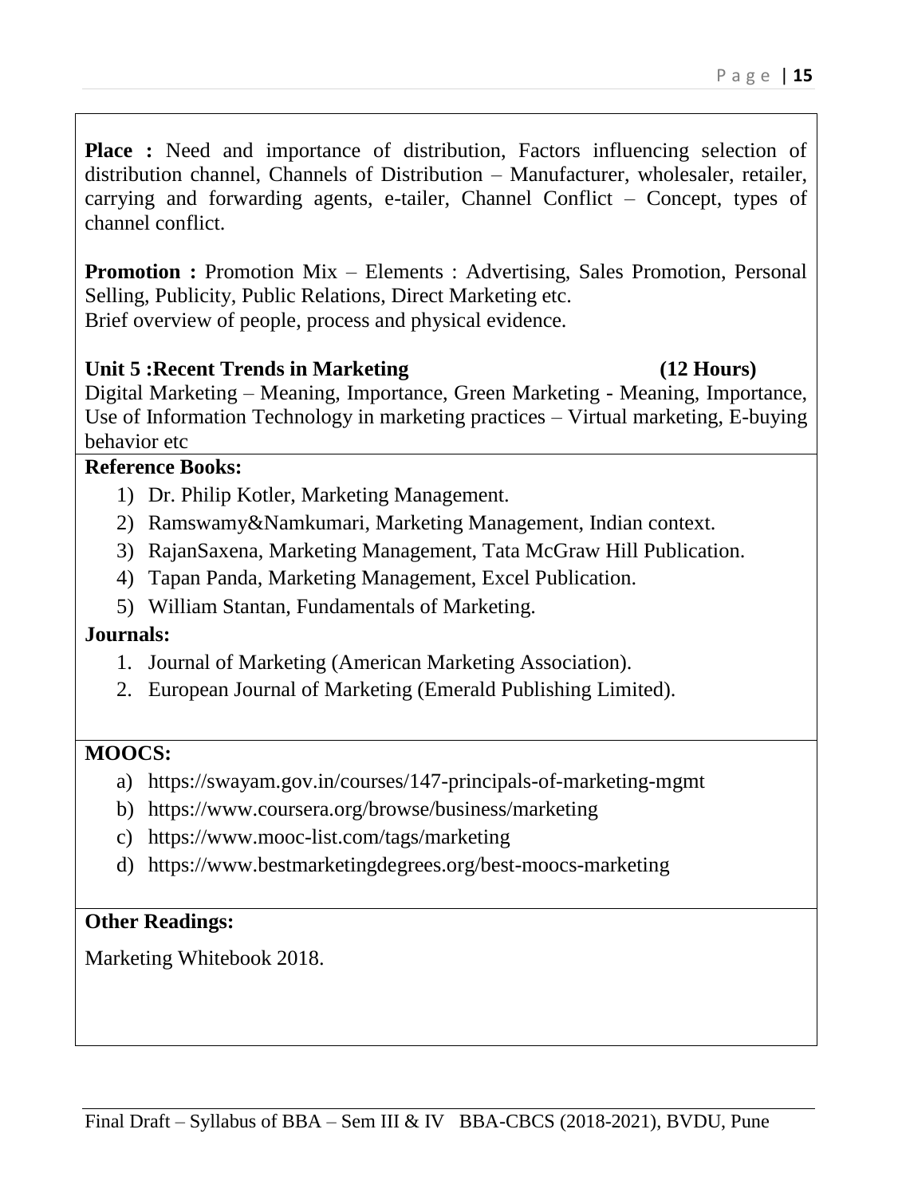**Place :** Need and importance of distribution, Factors influencing selection of distribution channel, Channels of Distribution – Manufacturer, wholesaler, retailer, carrying and forwarding agents, e-tailer, Channel Conflict – Concept, types of channel conflict.

**Promotion :** Promotion Mix – Elements : Advertising, Sales Promotion, Personal Selling, Publicity, Public Relations, Direct Marketing etc.
Brief overview of people, process and physical evidence.

**Unit 5 :Recent Trends in Marketing (12 Hours)**

Digital Marketing – Meaning, Importance, Green Marketing - Meaning, Importance, Use of Information Technology in marketing practices – Virtual marketing, E-buying behavior etc

**Reference Books:**

1) Dr. Philip Kotler, Marketing Management.
2) Ramswamy&Namkumari, Marketing Management, Indian context.
3) RajanSaxena, Marketing Management, Tata McGraw Hill Publication.
4) Tapan Panda, Marketing Management, Excel Publication.
5) William Stantan, Fundamentals of Marketing.

**Journals:**

1. Journal of Marketing (American Marketing Association).
2. European Journal of Marketing (Emerald Publishing Limited).

**MOOCS:**

a) https://swayam.gov.in/courses/147-principals-of-marketing-mgmt
b) https://www.coursera.org/browse/business/marketing
c) https://www.mooc-list.com/tags/marketing
d) https://www.bestmarketingdegrees.org/best-moocs-marketing

**Other Readings:**

Marketing Whitebook 2018.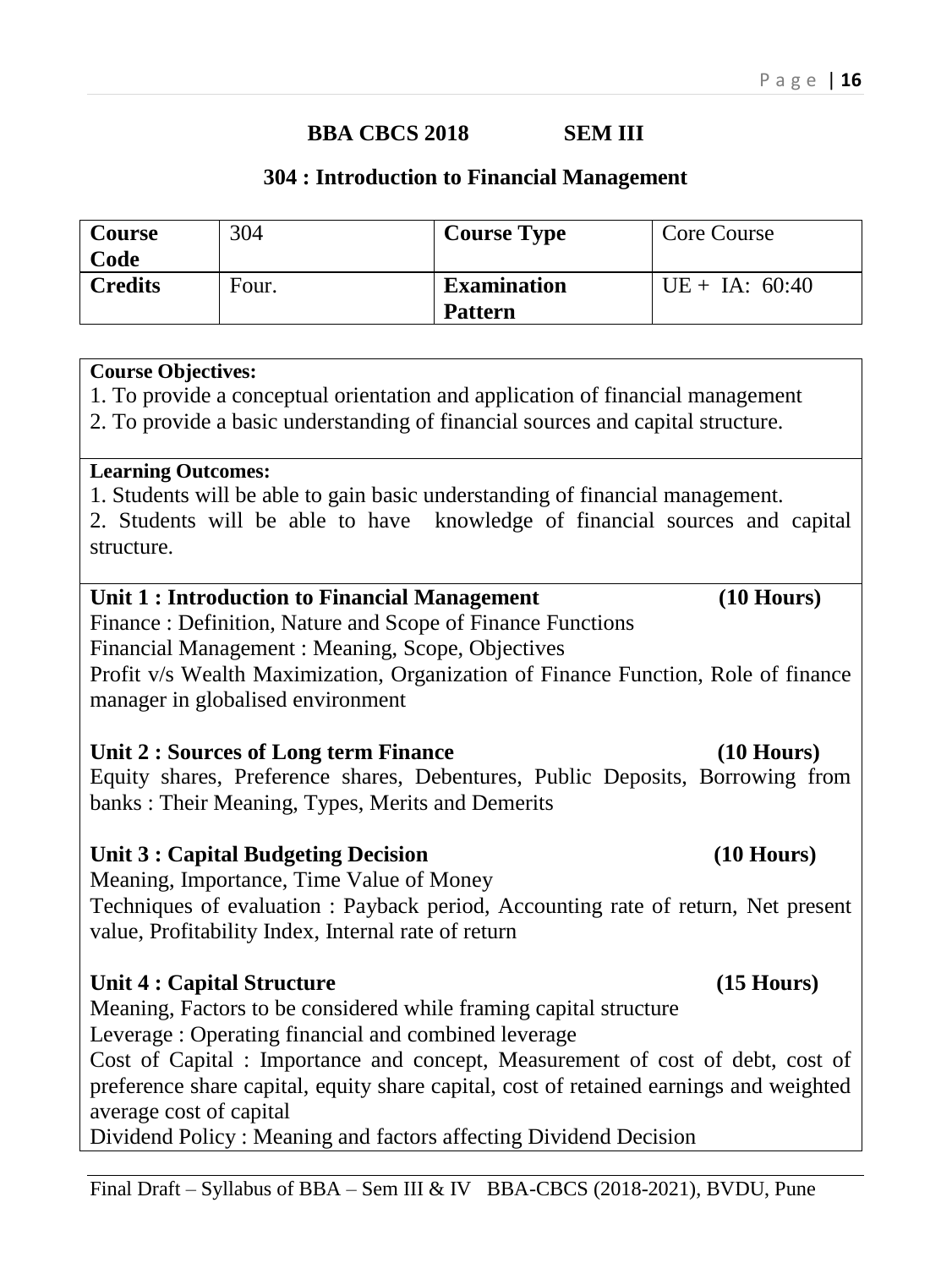**BBA CBCS 2018 SEM III**

## 304 : Introduction to Financial Management

| Course Code | 304 | Course Type | Core Course |
|---|---|---|---|
| **Credits** | Four. | **Examination Pattern** | UE + IA: 60:40 |

**Course Objectives:**

1. To provide a conceptual orientation and application of financial management
2. To provide a basic understanding of financial sources and capital structure.

**Learning Outcomes:**

1. Students will be able to gain basic understanding of financial management.
2. Students will be able to have knowledge of financial sources and capital structure.

### Unit 1 : Introduction to Financial Management (10 Hours)

Finance : Definition, Nature and Scope of Finance Functions

Financial Management : Meaning, Scope, Objectives

Profit v/s Wealth Maximization, Organization of Finance Function, Role of finance manager in globalised environment

### Unit 2 : Sources of Long term Finance (10 Hours)

Equity shares, Preference shares, Debentures, Public Deposits, Borrowing from banks : Their Meaning, Types, Merits and Demerits

### Unit 3 : Capital Budgeting Decision (10 Hours)

Meaning, Importance, Time Value of Money

Techniques of evaluation : Payback period, Accounting rate of return, Net present value, Profitability Index, Internal rate of return

### Unit 4 : Capital Structure (15 Hours)

Meaning, Factors to be considered while framing capital structure

Leverage : Operating financial and combined leverage

Cost of Capital : Importance and concept, Measurement of cost of debt, cost of preference share capital, equity share capital, cost of retained earnings and weighted average cost of capital

Dividend Policy : Meaning and factors affecting Dividend Decision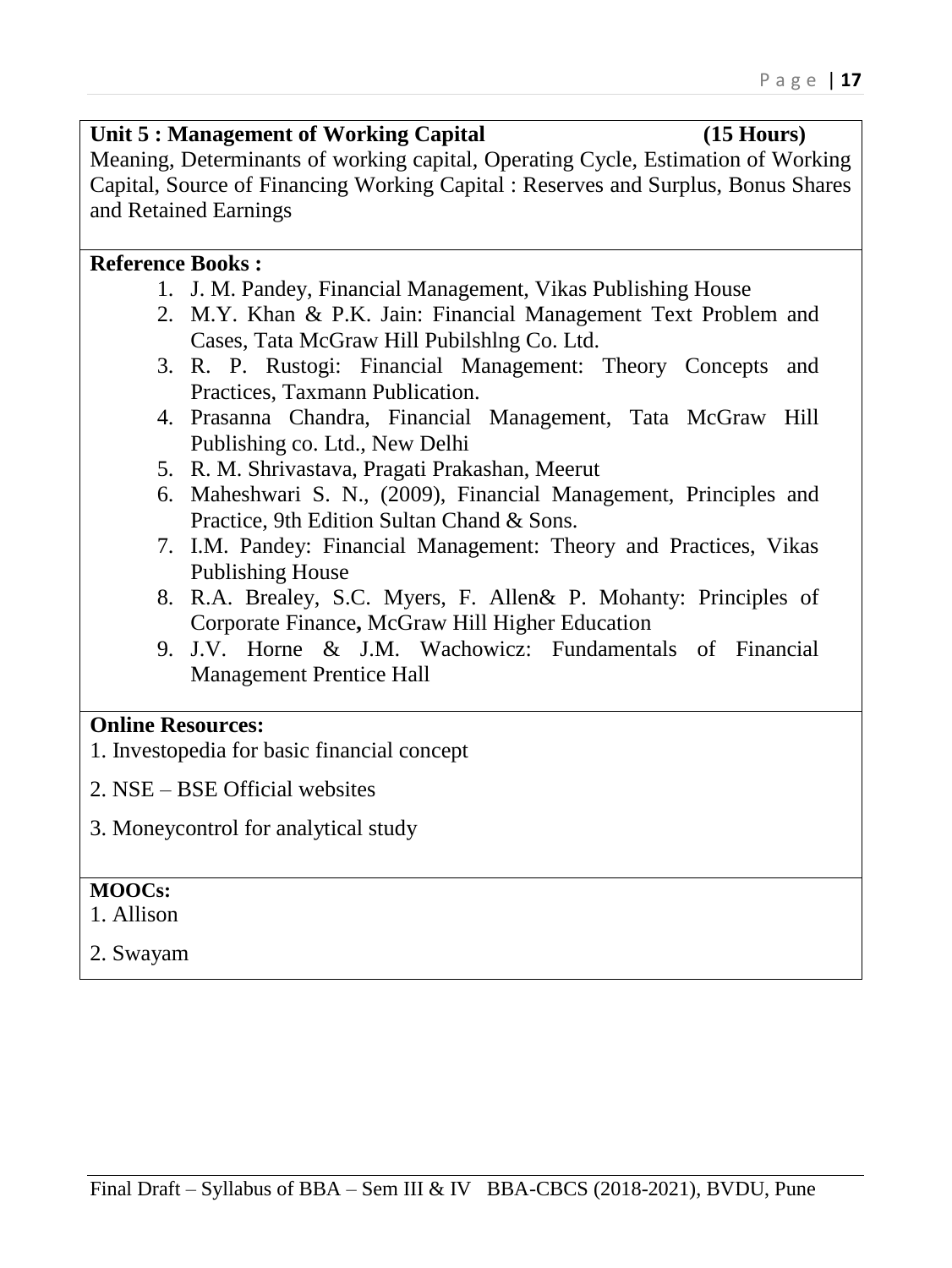**Unit 5 : Management of Working Capital (15 Hours)**

Meaning, Determinants of working capital, Operating Cycle, Estimation of Working Capital, Source of Financing Working Capital : Reserves and Surplus, Bonus Shares and Retained Earnings

**Reference Books :**

1. J. M. Pandey, Financial Management, Vikas Publishing House
2. M.Y. Khan & P.K. Jain: Financial Management Text Problem and Cases, Tata McGraw Hill Pubilshlng Co. Ltd.
3. R. P. Rustogi: Financial Management: Theory Concepts and Practices, Taxmann Publication.
4. Prasanna Chandra, Financial Management, Tata McGraw Hill Publishing co. Ltd., New Delhi
5. R. M. Shrivastava, Pragati Prakashan, Meerut
6. Maheshwari S. N., (2009), Financial Management, Principles and Practice, 9th Edition Sultan Chand & Sons.
7. I.M. Pandey: Financial Management: Theory and Practices, Vikas Publishing House
8. R.A. Brealey, S.C. Myers, F. Allen& P. Mohanty: Principles of Corporate Finance**,** McGraw Hill Higher Education
9. J.V. Horne & J.M. Wachowicz: Fundamentals of Financial Management Prentice Hall

**Online Resources:**

1. Investopedia for basic financial concept

2. NSE – BSE Official websites

3. Moneycontrol for analytical study

**MOOCs:**

1. Allison

2. Swayam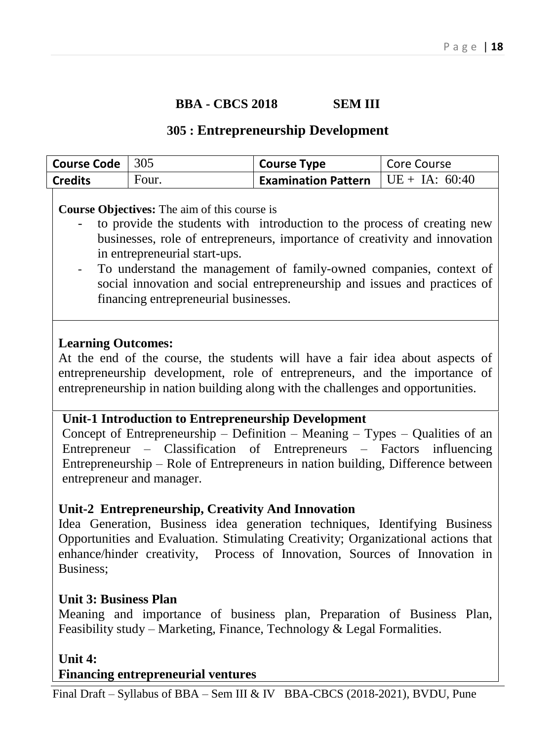**BBA - CBCS 2018 SEM III**

## 305 : Entrepreneurship Development

| **Course Code** | 305 | **Course Type** | Core Course |
| --- | --- | --- | --- |
| **Credits** | Four. | **Examination Pattern** | UE + IA: 60:40 |

**Course Objectives:** The aim of this course is

- to provide the students with introduction to the process of creating new businesses, role of entrepreneurs, importance of creativity and innovation in entrepreneurial start-ups.
- To understand the management of family-owned companies, context of social innovation and social entrepreneurship and issues and practices of financing entrepreneurial businesses.

**Learning Outcomes:**

At the end of the course, the students will have a fair idea about aspects of entrepreneurship development, role of entrepreneurs, and the importance of entrepreneurship in nation building along with the challenges and opportunities.

**Unit-1 Introduction to Entrepreneurship Development**

Concept of Entrepreneurship – Definition – Meaning – Types – Qualities of an Entrepreneur – Classification of Entrepreneurs – Factors influencing Entrepreneurship – Role of Entrepreneurs in nation building, Difference between entrepreneur and manager.

**Unit-2 Entrepreneurship, Creativity And Innovation**

Idea Generation, Business idea generation techniques, Identifying Business Opportunities and Evaluation. Stimulating Creativity; Organizational actions that enhance/hinder creativity, Process of Innovation, Sources of Innovation in Business;

**Unit 3: Business Plan**

Meaning and importance of business plan, Preparation of Business Plan, Feasibility study – Marketing, Finance, Technology & Legal Formalities.

**Unit 4:**

**Financing entrepreneurial ventures**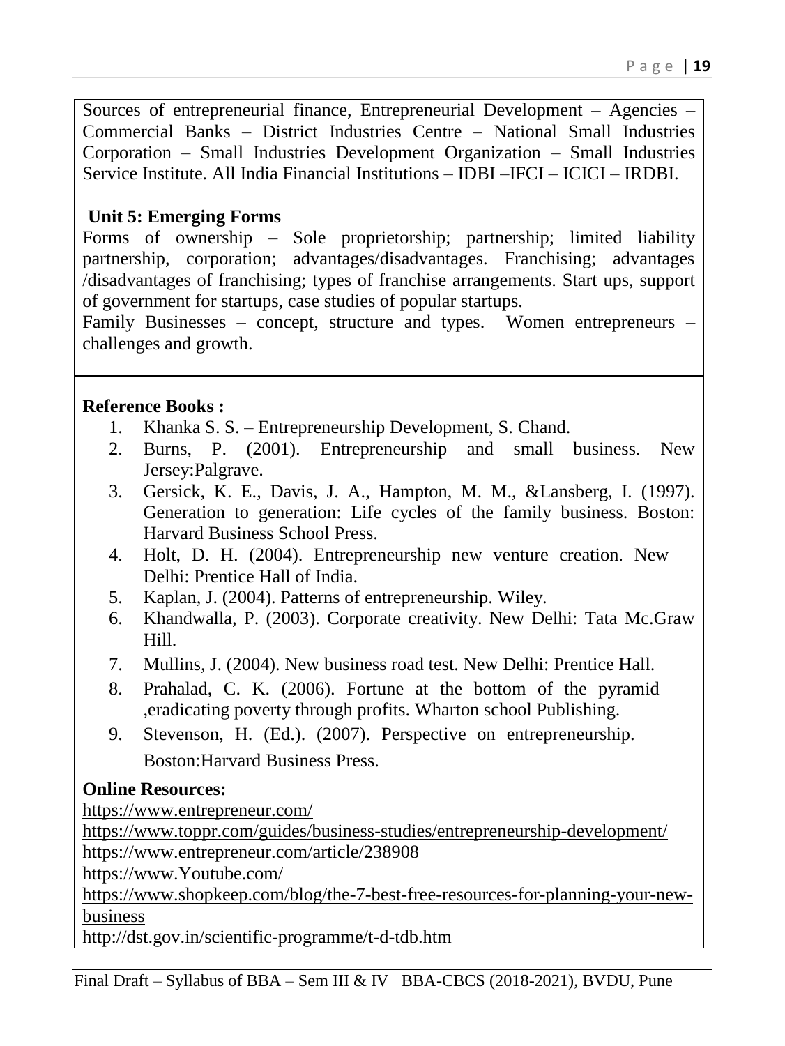Sources of entrepreneurial finance, Entrepreneurial Development – Agencies – Commercial Banks – District Industries Centre – National Small Industries Corporation – Small Industries Development Organization – Small Industries Service Institute. All India Financial Institutions – IDBI –IFCI – ICICI – IRDBI.

**Unit 5: Emerging Forms**

Forms of ownership – Sole proprietorship; partnership; limited liability partnership, corporation; advantages/disadvantages. Franchising; advantages /disadvantages of franchising; types of franchise arrangements. Start ups, support of government for startups, case studies of popular startups.

Family Businesses – concept, structure and types. Women entrepreneurs – challenges and growth.

**Reference Books :**

1. Khanka S. S. – Entrepreneurship Development, S. Chand.
2. Burns, P. (2001). Entrepreneurship and small business. New Jersey:Palgrave.
3. Gersick, K. E., Davis, J. A., Hampton, M. M., &Lansberg, I. (1997). Generation to generation: Life cycles of the family business. Boston: Harvard Business School Press.
4. Holt, D. H. (2004). Entrepreneurship new venture creation. New Delhi: Prentice Hall of India.
5. Kaplan, J. (2004). Patterns of entrepreneurship. Wiley.
6. Khandwalla, P. (2003). Corporate creativity. New Delhi: Tata Mc.Graw Hill.
7. Mullins, J. (2004). New business road test. New Delhi: Prentice Hall.
8. Prahalad, C. K. (2006). Fortune at the bottom of the pyramid ,eradicating poverty through profits. Wharton school Publishing.
9. Stevenson, H. (Ed.). (2007). Perspective on entrepreneurship. Boston:Harvard Business Press.

**Online Resources:**

https://www.entrepreneur.com/
https://www.toppr.com/guides/business-studies/entrepreneurship-development/
https://www.entrepreneur.com/article/238908
https://www.Youtube.com/
https://www.shopkeep.com/blog/the-7-best-free-resources-for-planning-your-new-business
http://dst.gov.in/scientific-programme/t-d-tdb.htm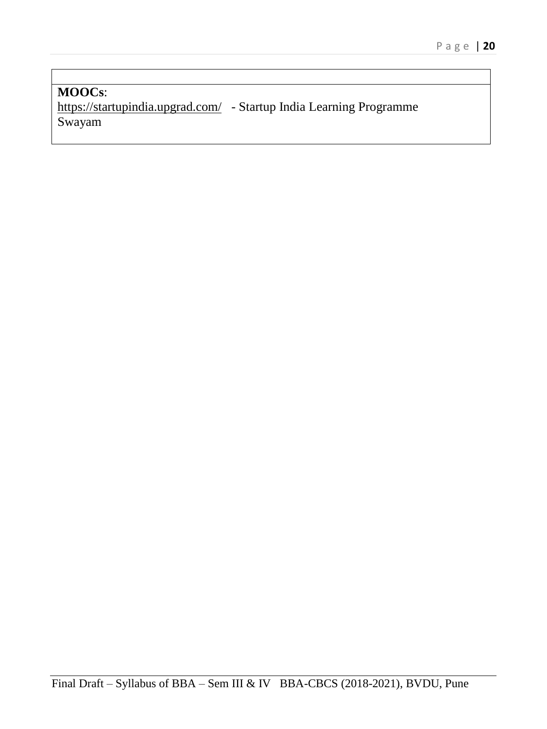**MOOCs**:
https://startupindia.upgrad.com/ - Startup India Learning Programme
Swayam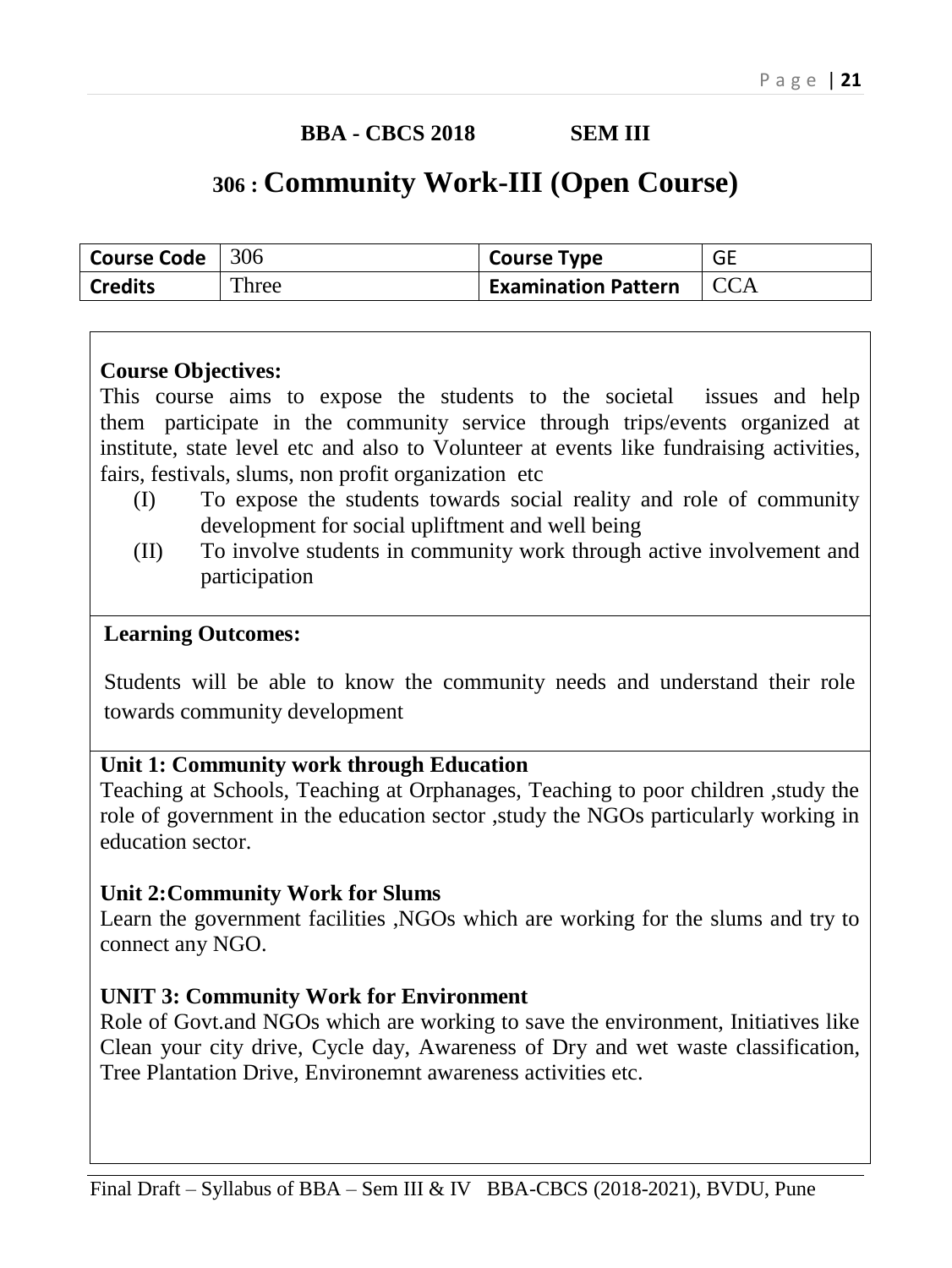**BBA - CBCS 2018 SEM III**

# 306 : Community Work-III (Open Course)

| Course Code | 306 | Course Type | GE |
|---|---|---|---|
| Credits | Three | Examination Pattern | CCA |

**Course Objectives:**

This course aims to expose the students to the societal issues and help them participate in the community service through trips/events organized at institute, state level etc and also to Volunteer at events like fundraising activities, fairs, festivals, slums, non profit organization etc

- (I) To expose the students towards social reality and role of community development for social upliftment and well being
- (II) To involve students in community work through active involvement and participation

**Learning Outcomes:**

Students will be able to know the community needs and understand their role towards community development

**Unit 1: Community work through Education**

Teaching at Schools, Teaching at Orphanages, Teaching to poor children ,study the role of government in the education sector ,study the NGOs particularly working in education sector.

**Unit 2:Community Work for Slums**

Learn the government facilities ,NGOs which are working for the slums and try to connect any NGO.

**UNIT 3: Community Work for Environment**

Role of Govt.and NGOs which are working to save the environment, Initiatives like Clean your city drive, Cycle day, Awareness of Dry and wet waste classification, Tree Plantation Drive, Environemnt awareness activities etc.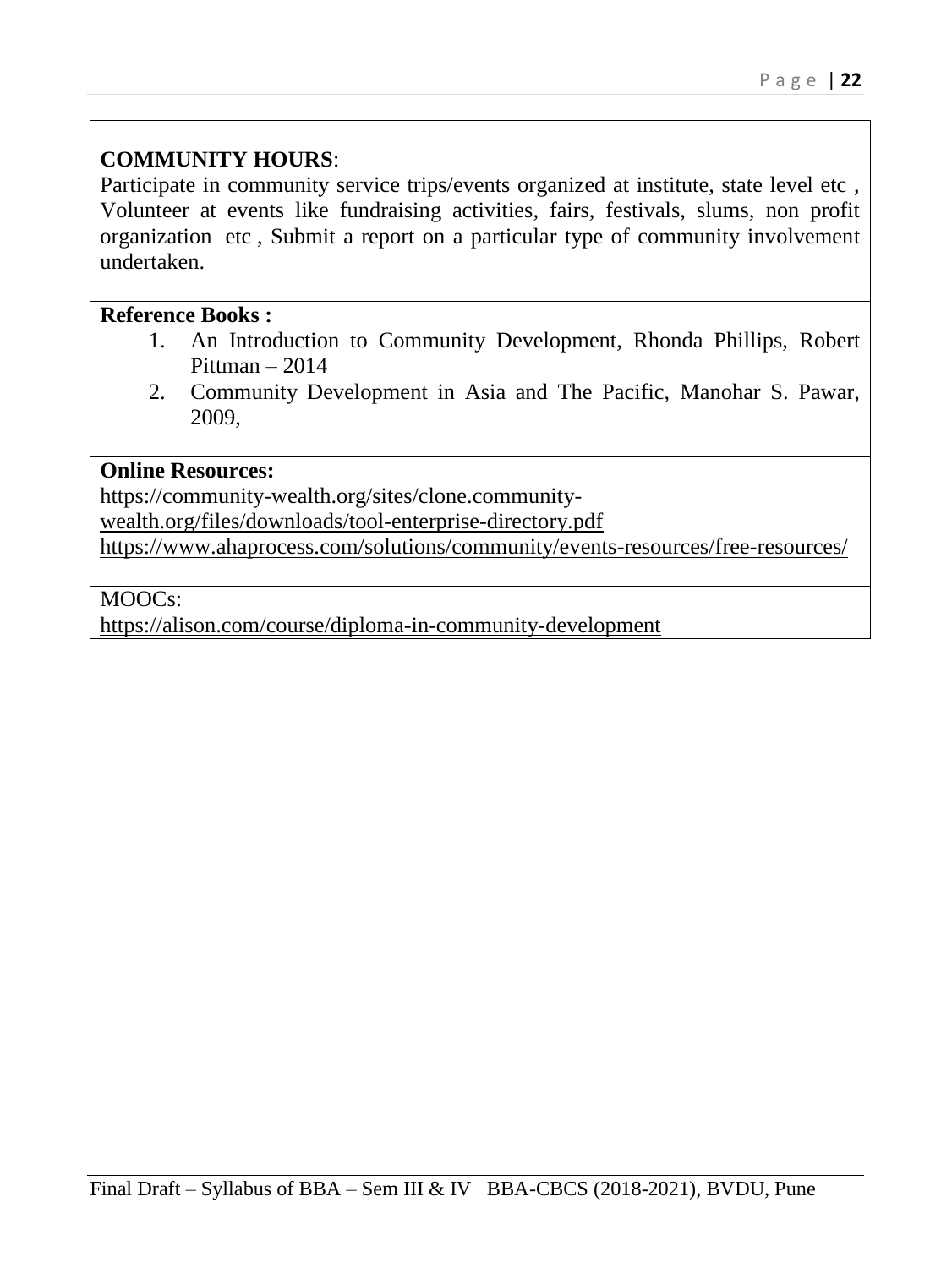**COMMUNITY HOURS**:

Participate in community service trips/events organized at institute, state level etc , Volunteer at events like fundraising activities, fairs, festivals, slums, non profit organization etc , Submit a report on a particular type of community involvement undertaken.

**Reference Books :**

1. An Introduction to Community Development, Rhonda Phillips, Robert Pittman – 2014
2. Community Development in Asia and The Pacific, Manohar S. Pawar, 2009,

**Online Resources:**

https://community-wealth.org/sites/clone.community-wealth.org/files/downloads/tool-enterprise-directory.pdf

https://www.ahaprocess.com/solutions/community/events-resources/free-resources/

MOOCs:

https://alison.com/course/diploma-in-community-development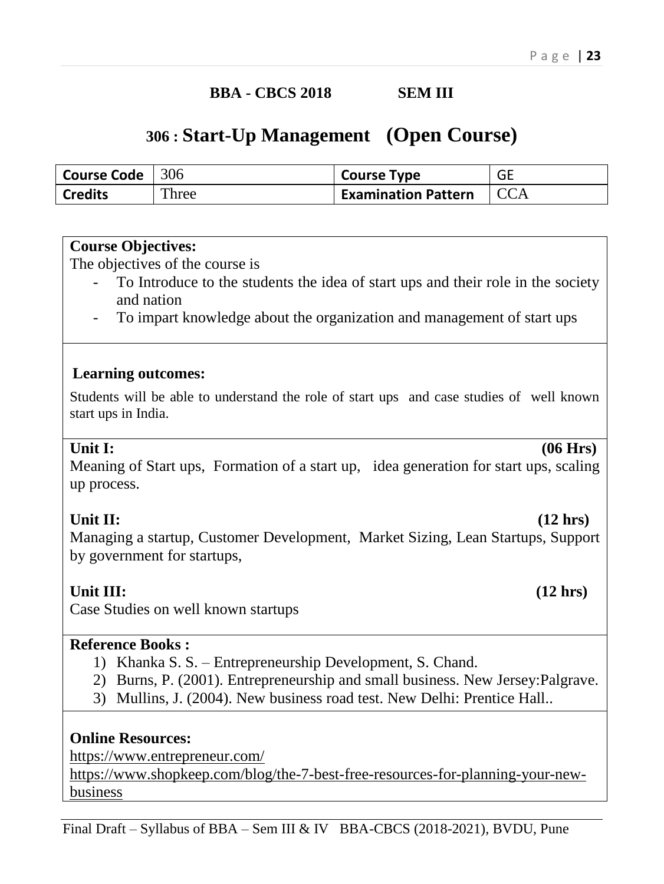**BBA - CBCS 2018 SEM III**

# 306 : Start-Up Management (Open Course)

| Course Code | 306 | Course Type | GE |
|---|---|---|---|
| Credits | Three | Examination Pattern | CCA |

**Course Objectives:**

The objectives of the course is

- To Introduce to the students the idea of start ups and their role in the society and nation
- To impart knowledge about the organization and management of start ups

**Learning outcomes:**

Students will be able to understand the role of start ups and case studies of well known start ups in India.

**Unit I: (06 Hrs)**

Meaning of Start ups, Formation of a start up, idea generation for start ups, scaling up process.

**Unit II: (12 hrs)**

Managing a startup, Customer Development, Market Sizing, Lean Startups, Support by government for startups,

**Unit III: (12 hrs)**

Case Studies on well known startups

**Reference Books :**

1) Khanka S. S. – Entrepreneurship Development, S. Chand.
2) Burns, P. (2001). Entrepreneurship and small business. New Jersey:Palgrave.
3) Mullins, J. (2004). New business road test. New Delhi: Prentice Hall..

**Online Resources:**

https://www.entrepreneur.com/

https://www.shopkeep.com/blog/the-7-best-free-resources-for-planning-your-new-business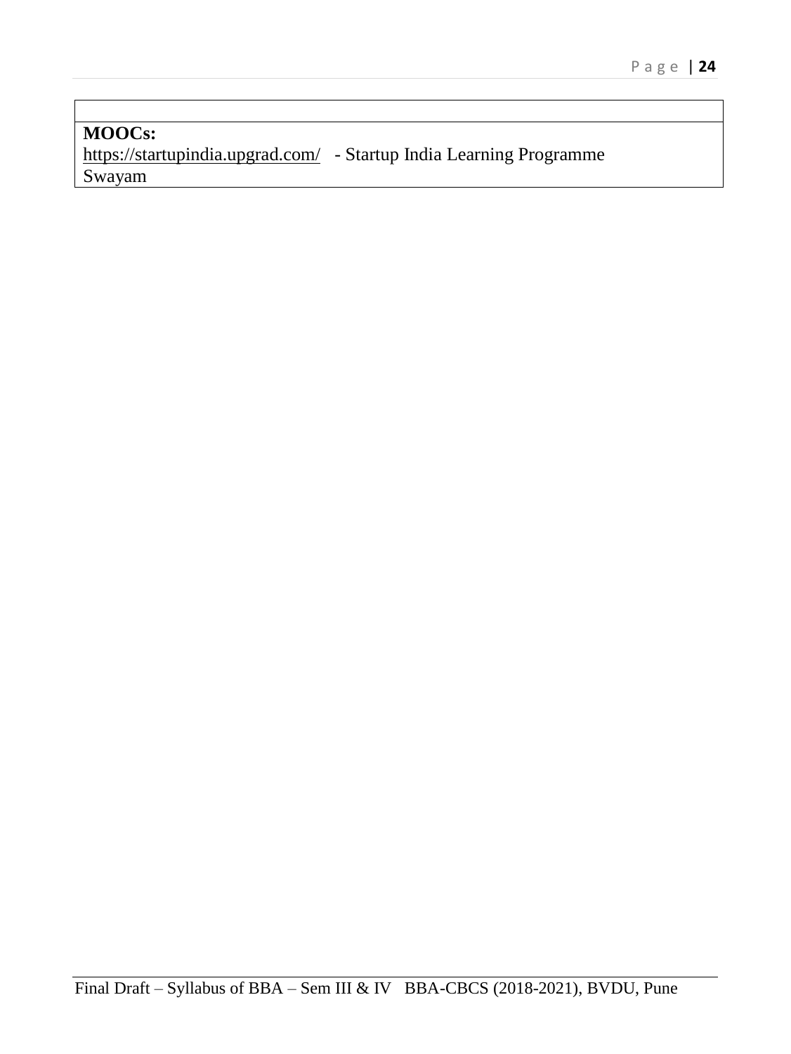**MOOCs:**

https://startupindia.upgrad.com/ - Startup India Learning Programme

Swayam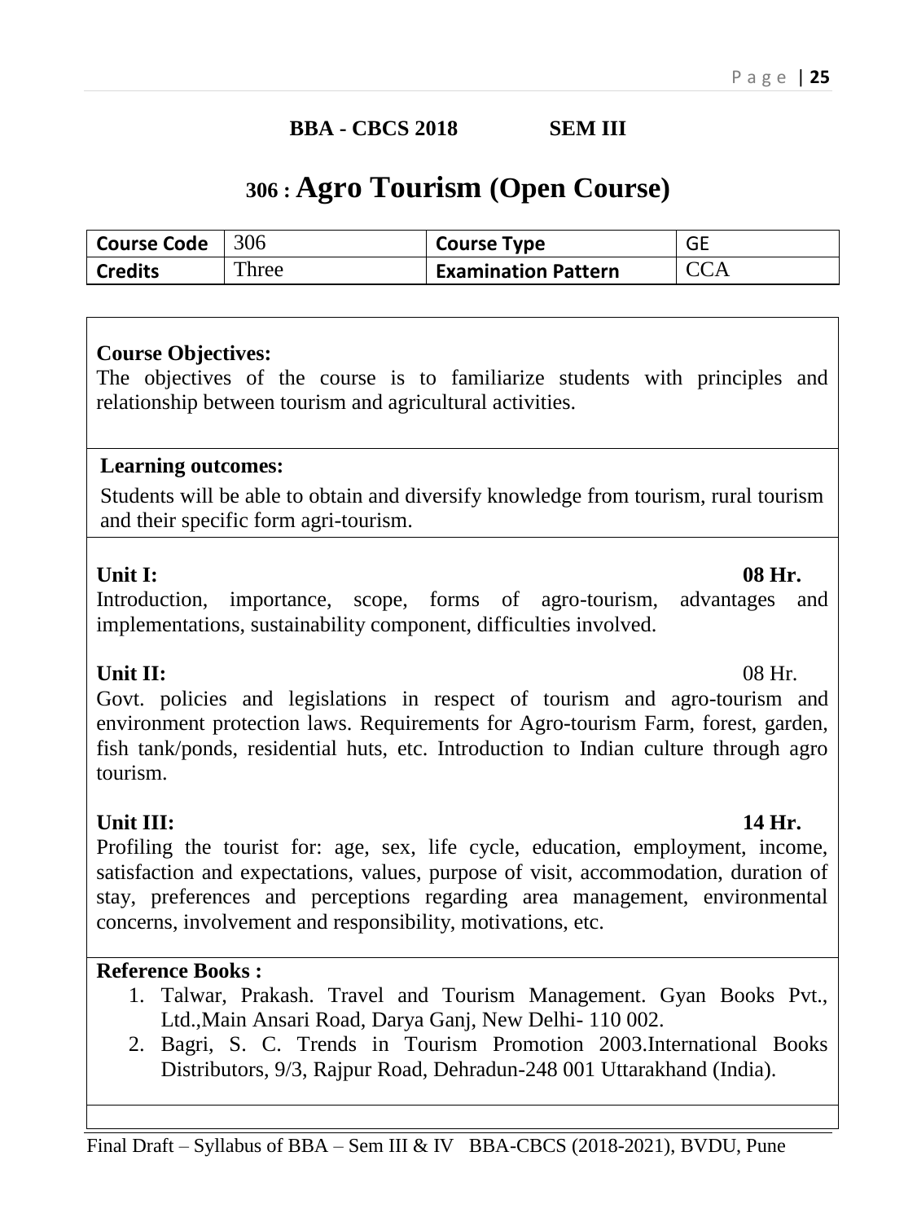**BBA - CBCS 2018 SEM III**

# 306 : Agro Tourism (Open Course)

| **Course Code** | 306 | **Course Type** | GE |
|---|---|---|---|
| **Credits** | Three | **Examination Pattern** | CCA |

**Course Objectives:**

The objectives of the course is to familiarize students with principles and relationship between tourism and agricultural activities.

**Learning outcomes:**

Students will be able to obtain and diversify knowledge from tourism, rural tourism and their specific form agri-tourism.

**Unit I: 08 Hr.**

Introduction, importance, scope, forms of agro-tourism, advantages and implementations, sustainability component, difficulties involved.

**Unit II:** 08 Hr.

Govt. policies and legislations in respect of tourism and agro-tourism and environment protection laws. Requirements for Agro-tourism Farm, forest, garden, fish tank/ponds, residential huts, etc. Introduction to Indian culture through agro tourism.

**Unit III: 14 Hr.**

Profiling the tourist for: age, sex, life cycle, education, employment, income, satisfaction and expectations, values, purpose of visit, accommodation, duration of stay, preferences and perceptions regarding area management, environmental concerns, involvement and responsibility, motivations, etc.

**Reference Books :**

1. Talwar, Prakash. Travel and Tourism Management. Gyan Books Pvt., Ltd.,Main Ansari Road, Darya Ganj, New Delhi- 110 002.
2. Bagri, S. C. Trends in Tourism Promotion 2003.International Books Distributors, 9/3, Rajpur Road, Dehradun-248 001 Uttarakhand (India).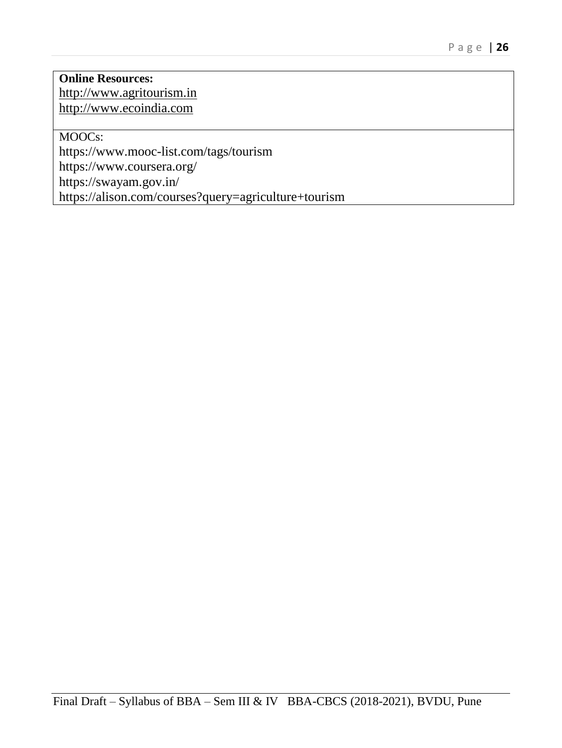**Online Resources:**
http://www.agritourism.in
http://www.ecoindia.com

MOOCs:
https://www.mooc-list.com/tags/tourism
https://www.coursera.org/
https://swayam.gov.in/
https://alison.com/courses?query=agriculture+tourism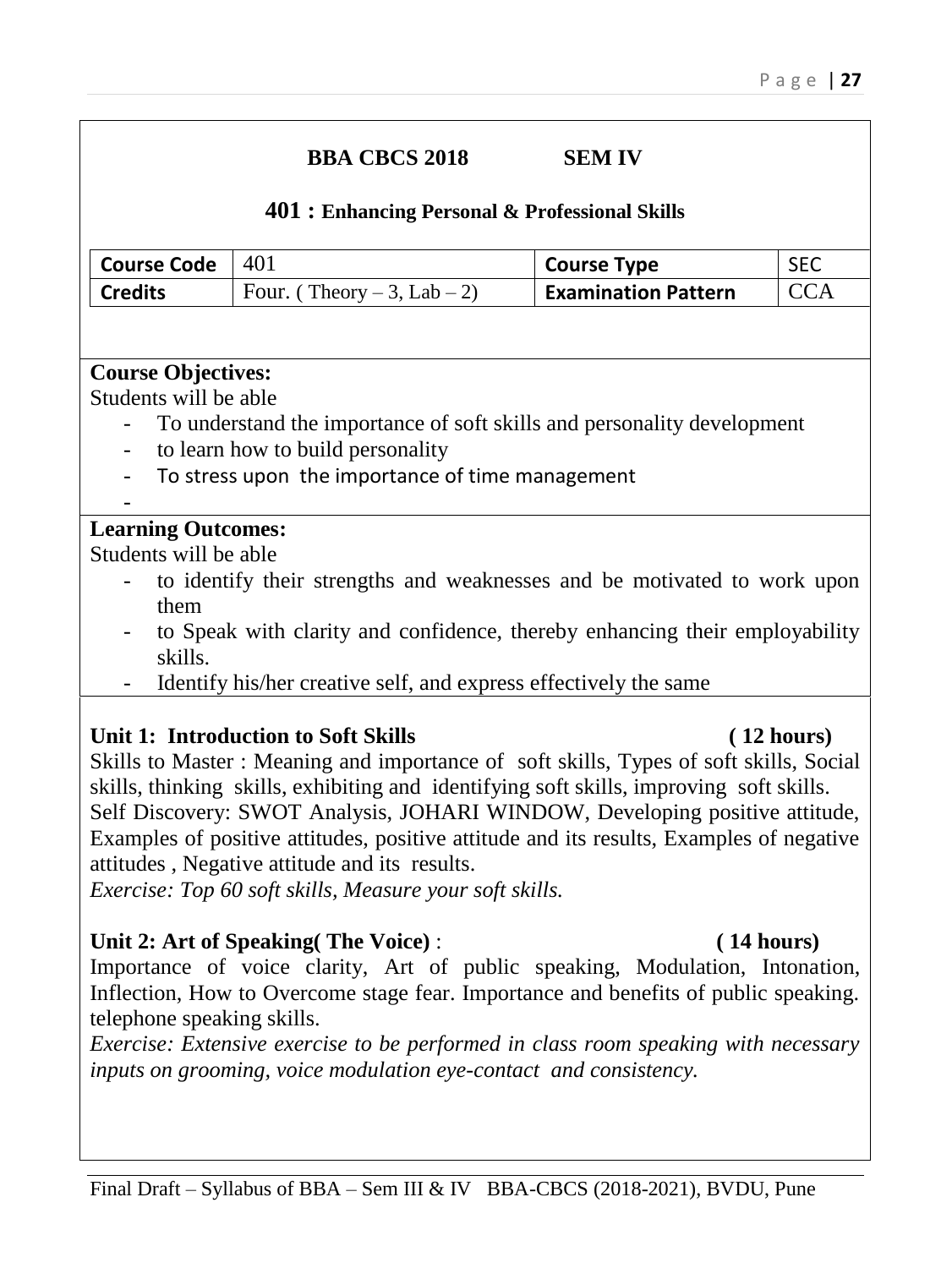**BBA CBCS 2018 SEM IV**

## 401 : Enhancing Personal & Professional Skills

| Course Code | 401 | Course Type | SEC |
|---|---|---|---|
| Credits | Four. ( Theory – 3, Lab – 2) | Examination Pattern | CCA |

**Course Objectives:**

Students will be able

- To understand the importance of soft skills and personality development
- to learn how to build personality
- To stress upon the importance of time management
-

**Learning Outcomes:**

Students will be able

- to identify their strengths and weaknesses and be motivated to work upon them
- to Speak with clarity and confidence, thereby enhancing their employability skills.
- Identify his/her creative self, and express effectively the same

**Unit 1: Introduction to Soft Skills ( 12 hours)**

Skills to Master : Meaning and importance of soft skills, Types of soft skills, Social skills, thinking skills, exhibiting and identifying soft skills, improving soft skills.

Self Discovery: SWOT Analysis, JOHARI WINDOW, Developing positive attitude, Examples of positive attitudes, positive attitude and its results, Examples of negative attitudes , Negative attitude and its results.

*Exercise: Top 60 soft skills, Measure your soft skills.*

**Unit 2: Art of Speaking( The Voice)** : **( 14 hours)**

Importance of voice clarity, Art of public speaking, Modulation, Intonation, Inflection, How to Overcome stage fear. Importance and benefits of public speaking. telephone speaking skills.

*Exercise: Extensive exercise to be performed in class room speaking with necessary inputs on grooming, voice modulation eye-contact and consistency.*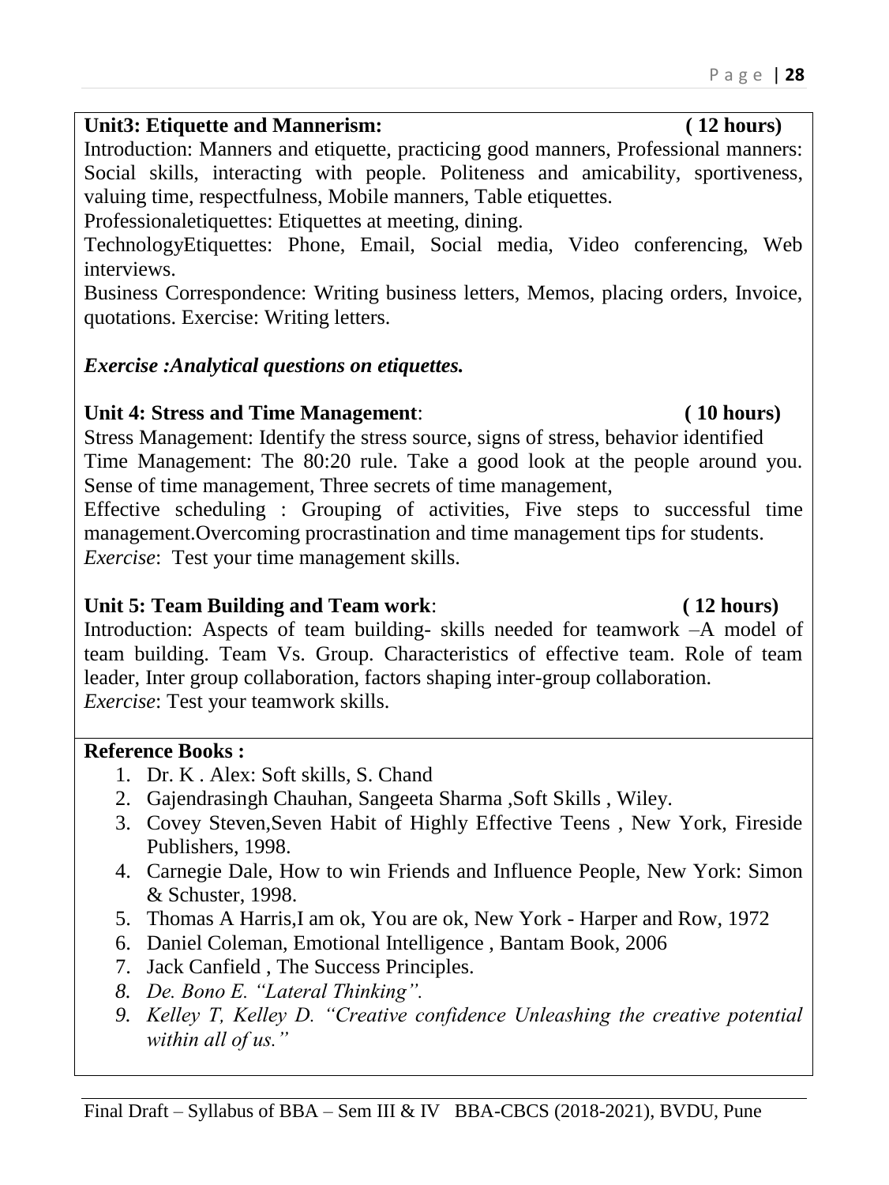**Unit3: Etiquette and Mannerism: ( 12 hours)**

Introduction: Manners and etiquette, practicing good manners, Professional manners: Social skills, interacting with people. Politeness and amicability, sportiveness, valuing time, respectfulness, Mobile manners, Table etiquettes.

Professionaletiquettes: Etiquettes at meeting, dining.

TechnologyEtiquettes: Phone, Email, Social media, Video conferencing, Web interviews.

Business Correspondence: Writing business letters, Memos, placing orders, Invoice, quotations. Exercise: Writing letters.

***Exercise :Analytical questions on etiquettes.***

**Unit 4: Stress and Time Management**: **( 10 hours)**

Stress Management: Identify the stress source, signs of stress, behavior identified

Time Management: The 80:20 rule. Take a good look at the people around you. Sense of time management, Three secrets of time management,

Effective scheduling : Grouping of activities, Five steps to successful time management.Overcoming procrastination and time management tips for students.

*Exercise*: Test your time management skills.

**Unit 5: Team Building and Team work**: **( 12 hours)**

Introduction: Aspects of team building- skills needed for teamwork –A model of team building. Team Vs. Group. Characteristics of effective team. Role of team leader, Inter group collaboration, factors shaping inter-group collaboration.

*Exercise*: Test your teamwork skills.

**Reference Books :**

1. Dr. K . Alex: Soft skills, S. Chand
2. Gajendrasingh Chauhan, Sangeeta Sharma ,Soft Skills , Wiley.
3. Covey Steven,Seven Habit of Highly Effective Teens , New York, Fireside Publishers, 1998.
4. Carnegie Dale, How to win Friends and Influence People, New York: Simon & Schuster, 1998.
5. Thomas A Harris,I am ok, You are ok, New York - Harper and Row, 1972
6. Daniel Coleman, Emotional Intelligence , Bantam Book, 2006
7. Jack Canfield , The Success Principles.
8. *De. Bono E. "Lateral Thinking".*
9. *Kelley T, Kelley D. "Creative confidence Unleashing the creative potential within all of us."*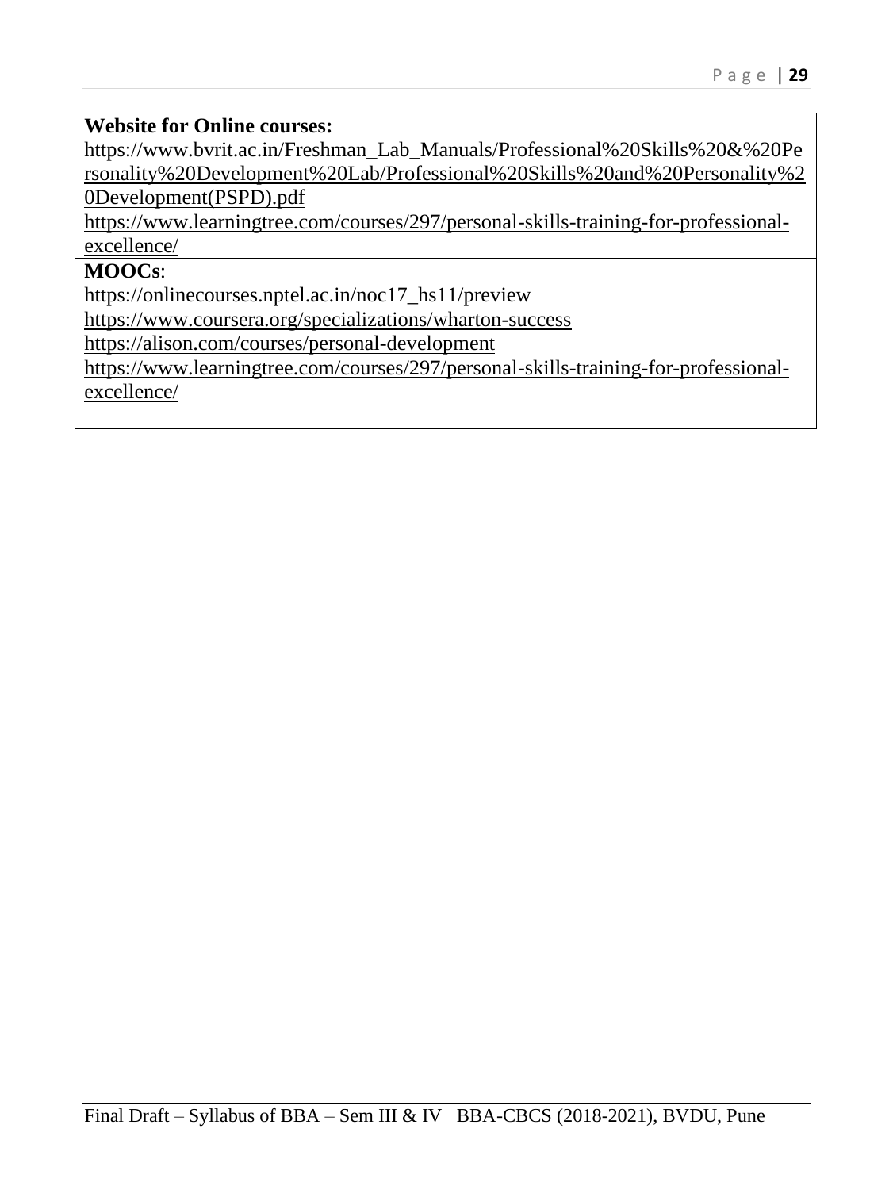**Website for Online courses:**

https://www.bvrit.ac.in/Freshman_Lab_Manuals/Professional%20Skills%20&%20Personality%20Development%20Lab/Professional%20Skills%20and%20Personality%20Development(PSPD).pdf

https://www.learningtree.com/courses/297/personal-skills-training-for-professional-excellence/

**MOOCs**:

https://onlinecourses.nptel.ac.in/noc17_hs11/preview

https://www.coursera.org/specializations/wharton-success

https://alison.com/courses/personal-development

https://www.learningtree.com/courses/297/personal-skills-training-for-professional-excellence/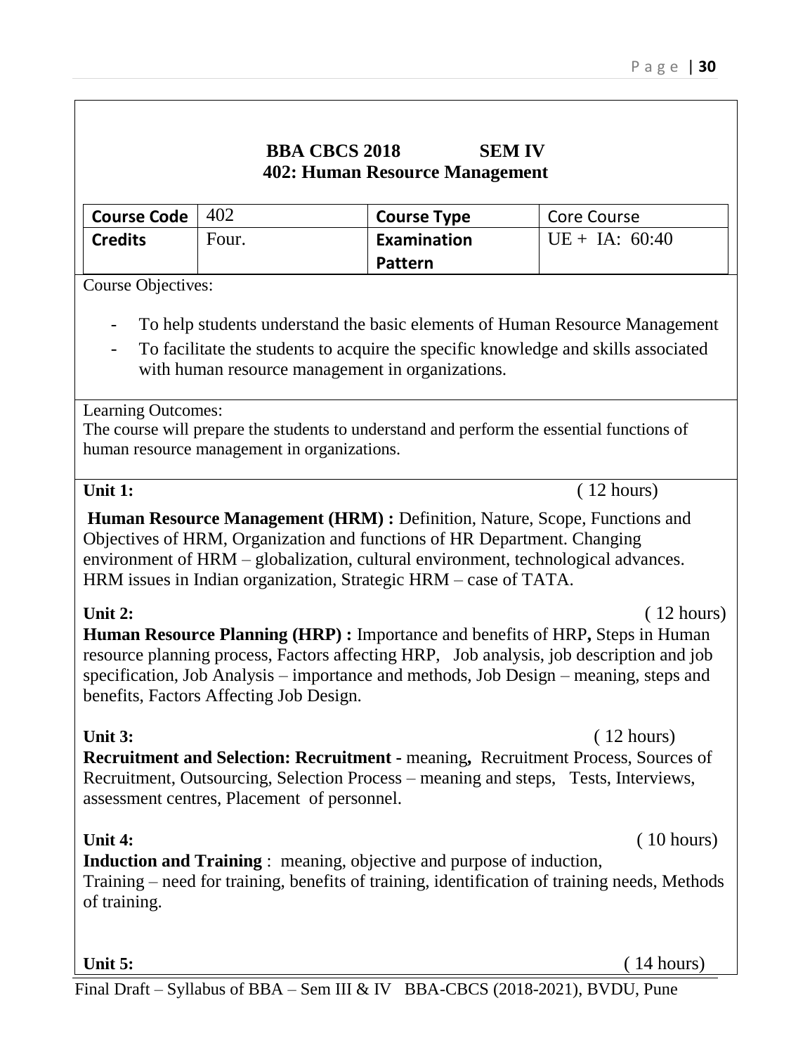## BBA CBCS 2018 SEM IV
## 402: Human Resource Management

| Course Code | 402 | Course Type | Core Course |
|---|---|---|---|
| Credits | Four. | Examination Pattern | UE + IA: 60:40 |

Course Objectives:

- To help students understand the basic elements of Human Resource Management
- To facilitate the students to acquire the specific knowledge and skills associated with human resource management in organizations.

Learning Outcomes:
The course will prepare the students to understand and perform the essential functions of human resource management in organizations.

**Unit 1:** ( 12 hours)

**Human Resource Management (HRM) :** Definition, Nature, Scope, Functions and Objectives of HRM, Organization and functions of HR Department. Changing environment of HRM – globalization, cultural environment, technological advances. HRM issues in Indian organization, Strategic HRM – case of TATA.

**Unit 2:** ( 12 hours)

**Human Resource Planning (HRP) :** Importance and benefits of HRP**,** Steps in Human resource planning process, Factors affecting HRP, Job analysis, job description and job specification, Job Analysis – importance and methods, Job Design – meaning, steps and benefits, Factors Affecting Job Design.

**Unit 3:** ( 12 hours)

**Recruitment and Selection: Recruitment -** meaning**,** Recruitment Process, Sources of Recruitment, Outsourcing, Selection Process – meaning and steps, Tests, Interviews, assessment centres, Placement of personnel.

**Unit 4:** ( 10 hours)

**Induction and Training** : meaning, objective and purpose of induction,
Training – need for training, benefits of training, identification of training needs, Methods of training.

**Unit 5:** ( 14 hours)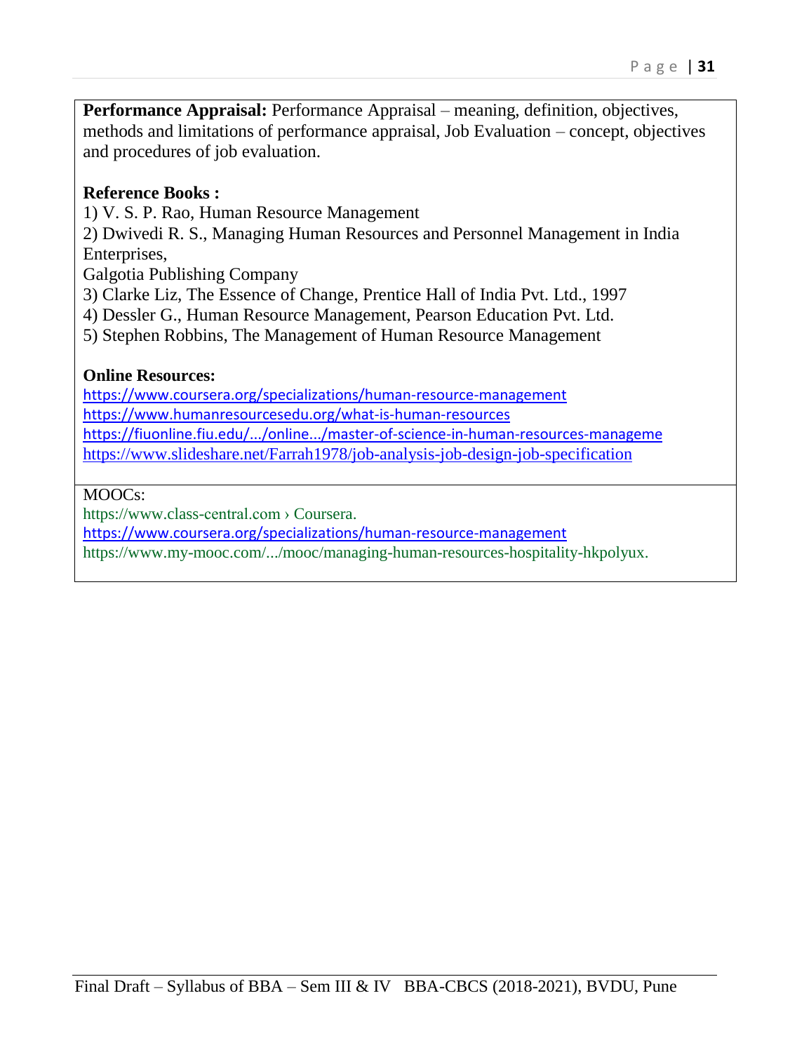**Performance Appraisal:** Performance Appraisal – meaning, definition, objectives, methods and limitations of performance appraisal, Job Evaluation – concept, objectives and procedures of job evaluation.

**Reference Books :**

1) V. S. P. Rao, Human Resource Management
2) Dwivedi R. S., Managing Human Resources and Personnel Management in India Enterprises,
Galgotia Publishing Company
3) Clarke Liz, The Essence of Change, Prentice Hall of India Pvt. Ltd., 1997
4) Dessler G., Human Resource Management, Pearson Education Pvt. Ltd.
5) Stephen Robbins, The Management of Human Resource Management

**Online Resources:**

https://www.coursera.org/specializations/human-resource-management
https://www.humanresourcesedu.org/what-is-human-resources
https://fiuonline.fiu.edu/.../online.../master-of-science-in-human-resources-manageme
https://www.slideshare.net/Farrah1978/job-analysis-job-design-job-specification

MOOCs:

https://www.class-central.com › Coursera.
https://www.coursera.org/specializations/human-resource-management
https://www.my-mooc.com/.../mooc/managing-human-resources-hospitality-hkpolyux.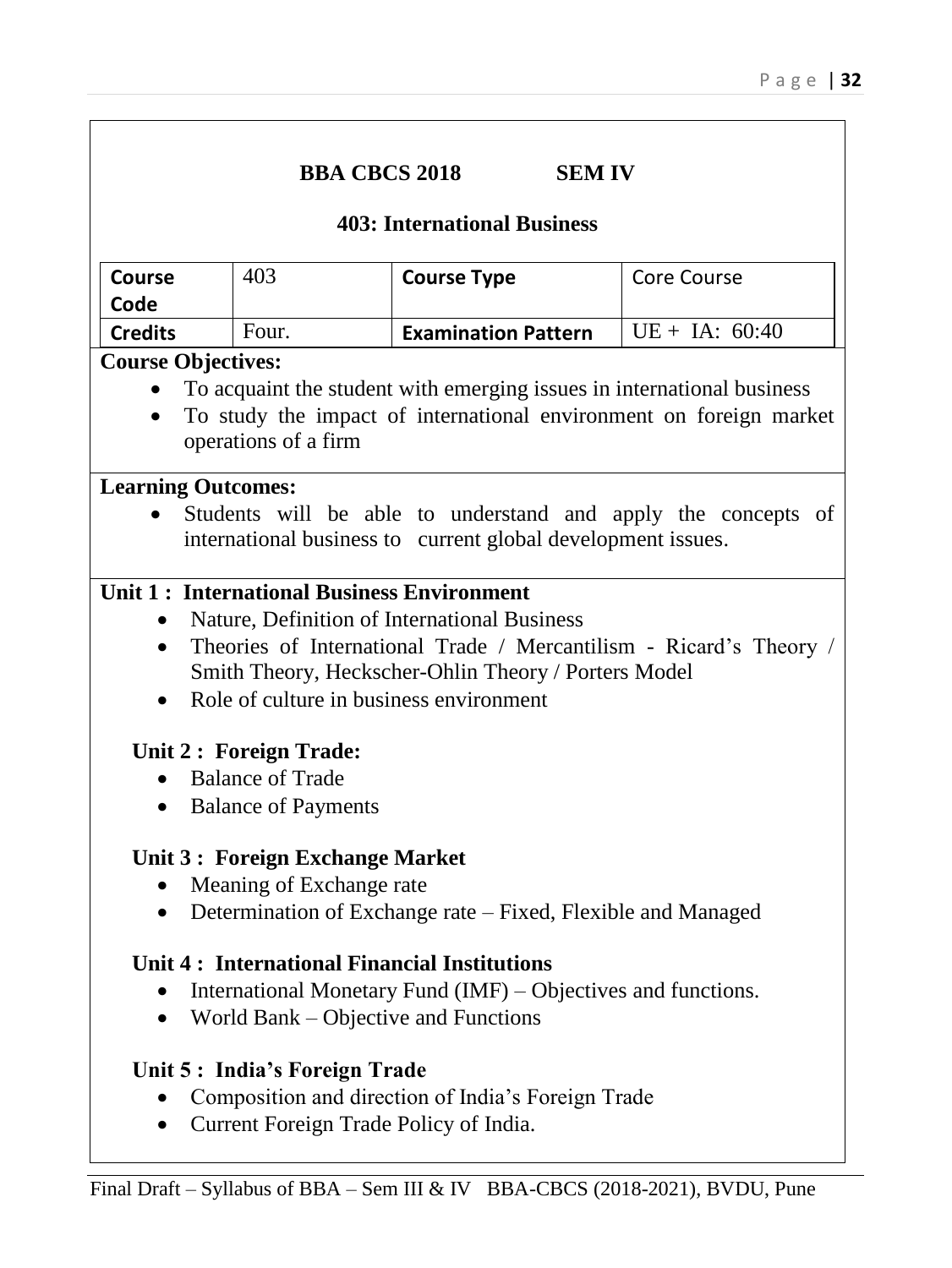**BBA CBCS 2018 SEM IV**

## 403: International Business

| Course Code | 403 | Course Type | Core Course |
|---|---|---|---|
| Credits | Four. | Examination Pattern | UE + IA: 60:40 |

**Course Objectives:**

- To acquaint the student with emerging issues in international business
- To study the impact of international environment on foreign market operations of a firm

**Learning Outcomes:**

- Students will be able to understand and apply the concepts of international business to current global development issues.

**Unit 1 : International Business Environment**

- Nature, Definition of International Business
- Theories of International Trade / Mercantilism - Ricard's Theory / Smith Theory, Heckscher-Ohlin Theory / Porters Model
- Role of culture in business environment

**Unit 2 : Foreign Trade:**

- Balance of Trade
- Balance of Payments

**Unit 3 : Foreign Exchange Market**

- Meaning of Exchange rate
- Determination of Exchange rate – Fixed, Flexible and Managed

**Unit 4 : International Financial Institutions**

- International Monetary Fund (IMF) – Objectives and functions.
- World Bank – Objective and Functions

**Unit 5 : India's Foreign Trade**

- Composition and direction of India's Foreign Trade
- Current Foreign Trade Policy of India.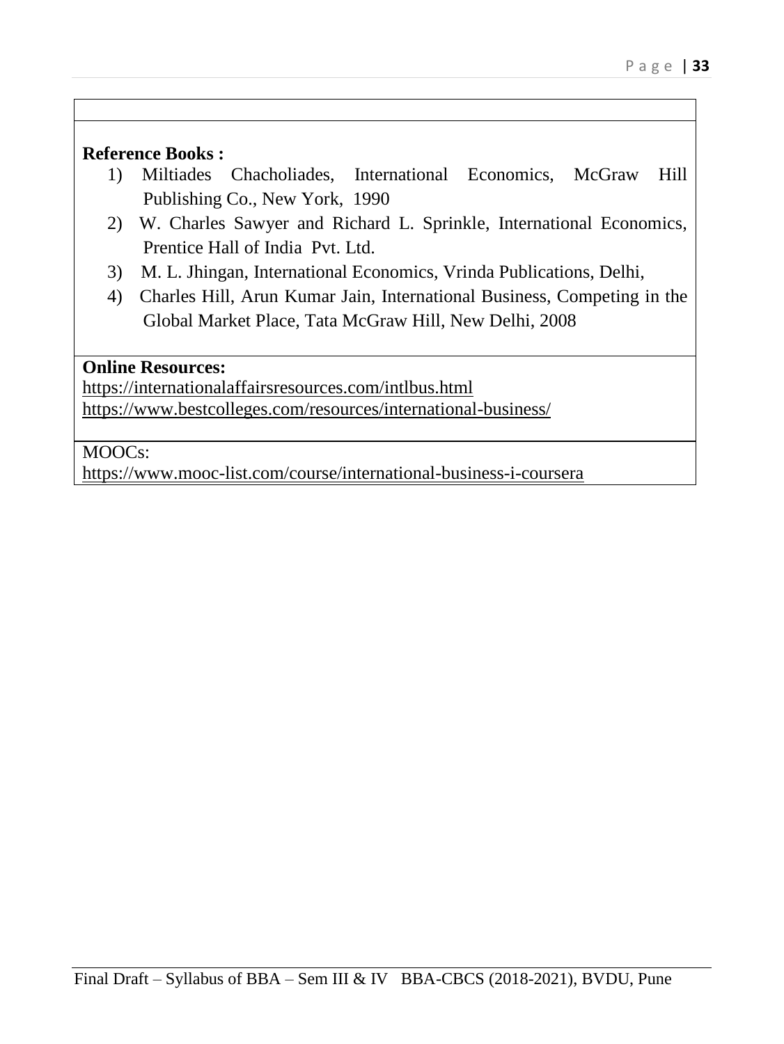**Reference Books :**

1) Miltiades Chacholiades, International Economics, McGraw Hill Publishing Co., New York, 1990
2) W. Charles Sawyer and Richard L. Sprinkle, International Economics, Prentice Hall of India Pvt. Ltd.
3) M. L. Jhingan, International Economics, Vrinda Publications, Delhi,
4) Charles Hill, Arun Kumar Jain, International Business, Competing in the Global Market Place, Tata McGraw Hill, New Delhi, 2008

**Online Resources:**

https://internationalaffairsresources.com/intlbus.html

https://www.bestcolleges.com/resources/international-business/

MOOCs:

https://www.mooc-list.com/course/international-business-i-coursera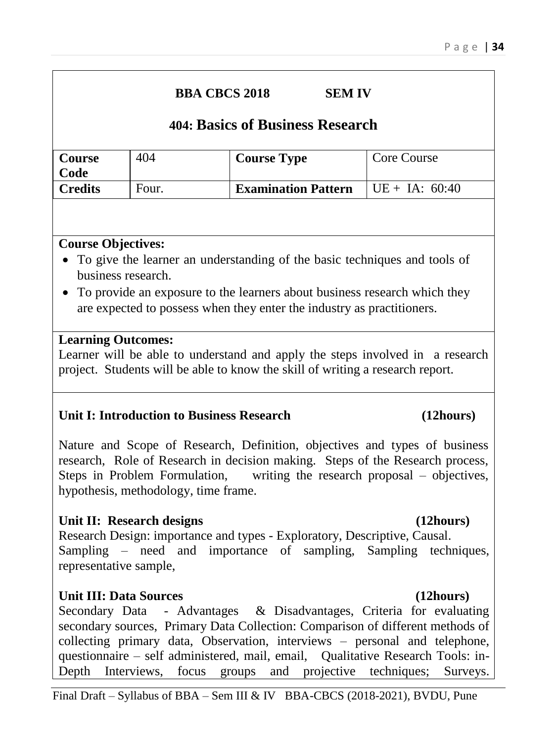**BBA CBCS 2018 SEM IV**

## 404: Basics of Business Research

| Course Code | 404 | Course Type | Core Course |
|---|---|---|---|
| Credits | Four. | Examination Pattern | UE + IA: 60:40 |

**Course Objectives:**

- To give the learner an understanding of the basic techniques and tools of business research.
- To provide an exposure to the learners about business research which they are expected to possess when they enter the industry as practitioners.

**Learning Outcomes:**

Learner will be able to understand and apply the steps involved in a research project. Students will be able to know the skill of writing a research report.

**Unit I: Introduction to Business Research (12hours)**

Nature and Scope of Research, Definition, objectives and types of business research, Role of Research in decision making. Steps of the Research process, Steps in Problem Formulation, writing the research proposal – objectives, hypothesis, methodology, time frame.

**Unit II: Research designs (12hours)**

Research Design: importance and types - Exploratory, Descriptive, Causal.
Sampling – need and importance of sampling, Sampling techniques, representative sample,

**Unit III: Data Sources (12hours)**

Secondary Data - Advantages & Disadvantages, Criteria for evaluating secondary sources, Primary Data Collection: Comparison of different methods of collecting primary data, Observation, interviews – personal and telephone, questionnaire – self administered, mail, email, Qualitative Research Tools: in-Depth Interviews, focus groups and projective techniques; Surveys.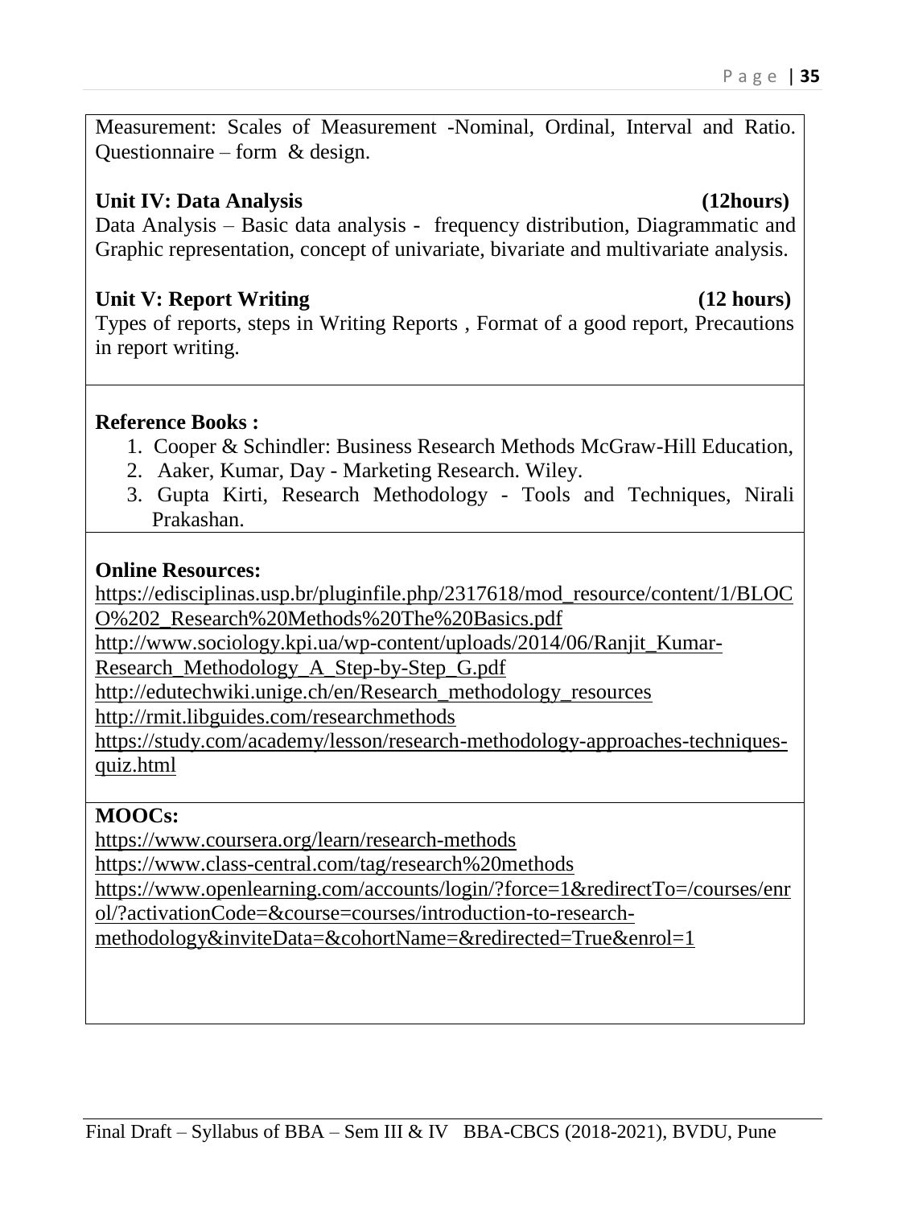Measurement: Scales of Measurement -Nominal, Ordinal, Interval and Ratio. Questionnaire – form & design.

**Unit IV: Data Analysis (12hours)**

Data Analysis – Basic data analysis - frequency distribution, Diagrammatic and Graphic representation, concept of univariate, bivariate and multivariate analysis.

**Unit V: Report Writing (12 hours)**

Types of reports, steps in Writing Reports , Format of a good report, Precautions in report writing.

**Reference Books :**

1. Cooper & Schindler: Business Research Methods McGraw-Hill Education,
2. Aaker, Kumar, Day - Marketing Research. Wiley.
3. Gupta Kirti, Research Methodology - Tools and Techniques, Nirali Prakashan.

**Online Resources:**

https://edisciplinas.usp.br/pluginfile.php/2317618/mod_resource/content/1/BLOCO%202_Research%20Methods%20The%20Basics.pdf
http://www.sociology.kpi.ua/wp-content/uploads/2014/06/Ranjit_Kumar-Research_Methodology_A_Step-by-Step_G.pdf
http://edutechwiki.unige.ch/en/Research_methodology_resources
http://rmit.libguides.com/researchmethods
https://study.com/academy/lesson/research-methodology-approaches-techniques-quiz.html

**MOOCs:**

https://www.coursera.org/learn/research-methods
https://www.class-central.com/tag/research%20methods
https://www.openlearning.com/accounts/login/?force=1&redirectTo=/courses/enrol/?activationCode=&course=courses/introduction-to-research-methodology&inviteData=&cohortName=&redirected=True&enrol=1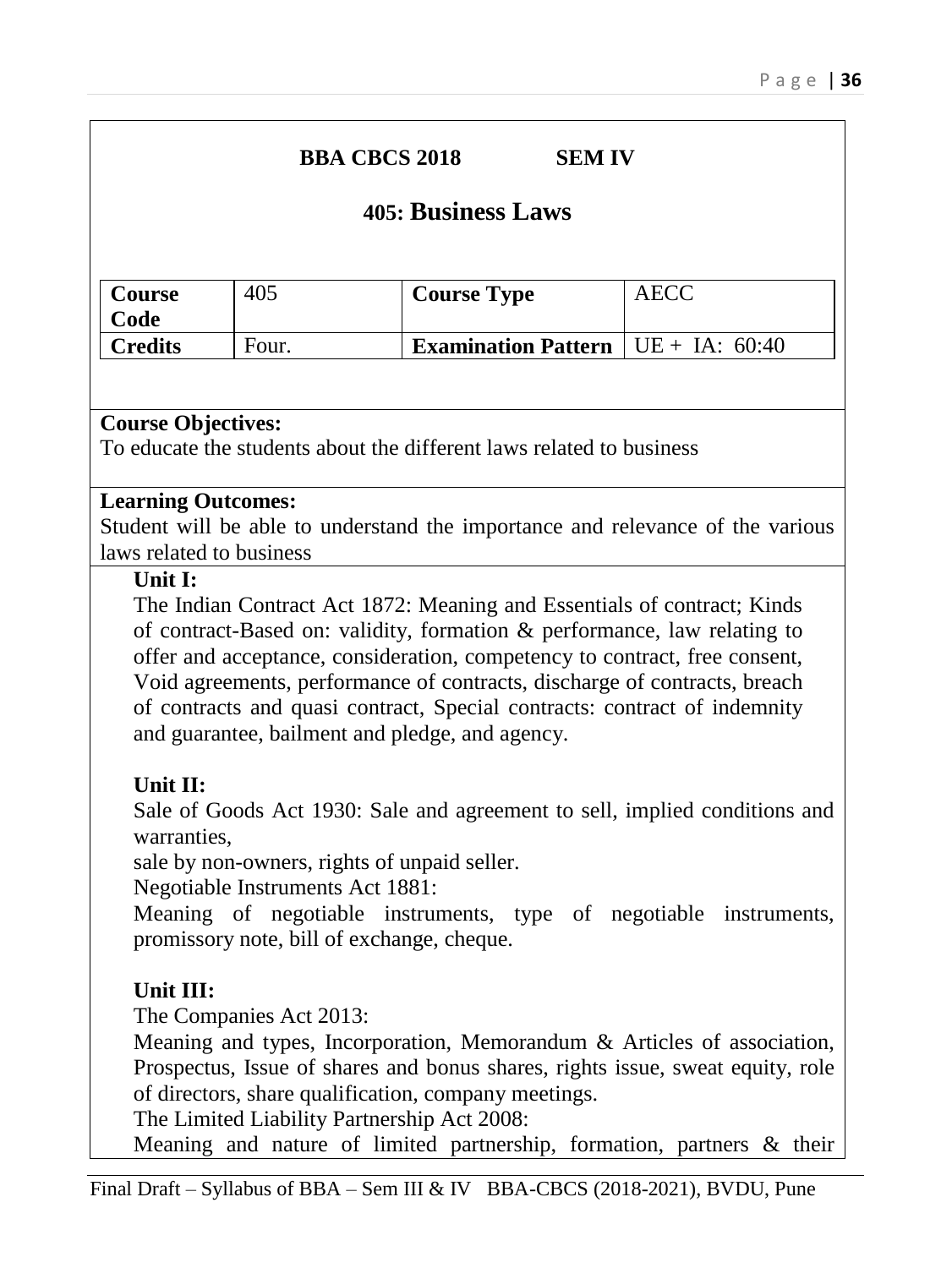**BBA CBCS 2018 SEM IV**

## 405: Business Laws

| Course Code | 405 | Course Type | AECC |
|---|---|---|---|
| Credits | Four. | Examination Pattern | UE + IA: 60:40 |

**Course Objectives:**
To educate the students about the different laws related to business

**Learning Outcomes:**
Student will be able to understand the importance and relevance of the various laws related to business

**Unit I:**
The Indian Contract Act 1872: Meaning and Essentials of contract; Kinds of contract-Based on: validity, formation & performance, law relating to offer and acceptance, consideration, competency to contract, free consent, Void agreements, performance of contracts, discharge of contracts, breach of contracts and quasi contract, Special contracts: contract of indemnity and guarantee, bailment and pledge, and agency.

**Unit II:**
Sale of Goods Act 1930: Sale and agreement to sell, implied conditions and warranties,
sale by non-owners, rights of unpaid seller.
Negotiable Instruments Act 1881:
Meaning of negotiable instruments, type of negotiable instruments, promissory note, bill of exchange, cheque.

**Unit III:**
The Companies Act 2013:
Meaning and types, Incorporation, Memorandum & Articles of association, Prospectus, Issue of shares and bonus shares, rights issue, sweat equity, role of directors, share qualification, company meetings.
The Limited Liability Partnership Act 2008:
Meaning and nature of limited partnership, formation, partners & their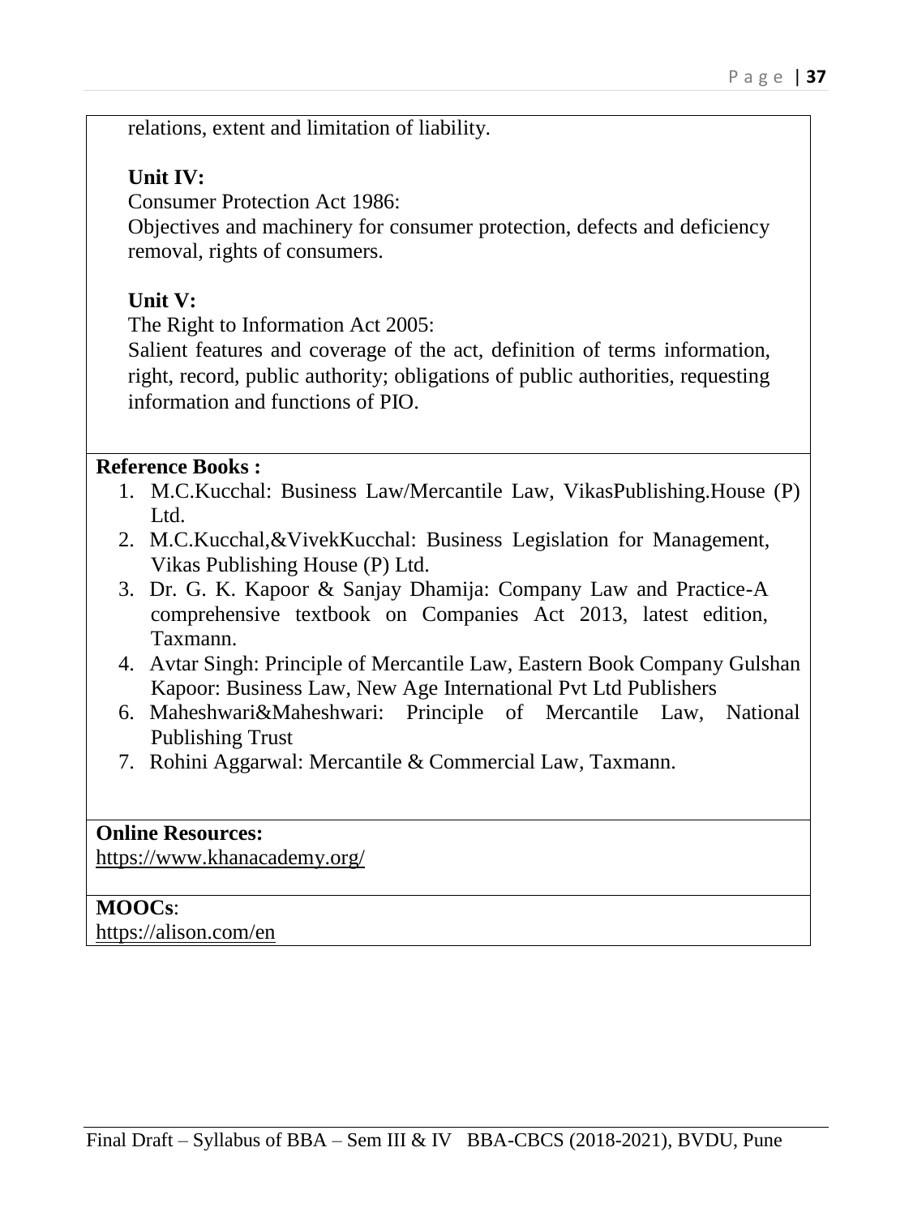relations, extent and limitation of liability.

**Unit IV:**

Consumer Protection Act 1986:

Objectives and machinery for consumer protection, defects and deficiency removal, rights of consumers.

**Unit V:**

The Right to Information Act 2005:

Salient features and coverage of the act, definition of terms information, right, record, public authority; obligations of public authorities, requesting information and functions of PIO.

**Reference Books :**

1. M.C.Kucchal: Business Law/Mercantile Law, VikasPublishing.House (P) Ltd.
2. M.C.Kucchal,&VivekKucchal: Business Legislation for Management, Vikas Publishing House (P) Ltd.
3. Dr. G. K. Kapoor & Sanjay Dhamija: Company Law and Practice-A comprehensive textbook on Companies Act 2013, latest edition, Taxmann.
4. Avtar Singh: Principle of Mercantile Law, Eastern Book Company Gulshan Kapoor: Business Law, New Age International Pvt Ltd Publishers
6. Maheshwari&Maheshwari: Principle of Mercantile Law, National Publishing Trust
7. Rohini Aggarwal: Mercantile & Commercial Law, Taxmann.

**Online Resources:**

https://www.khanacademy.org/

**MOOCs**:

https://alison.com/en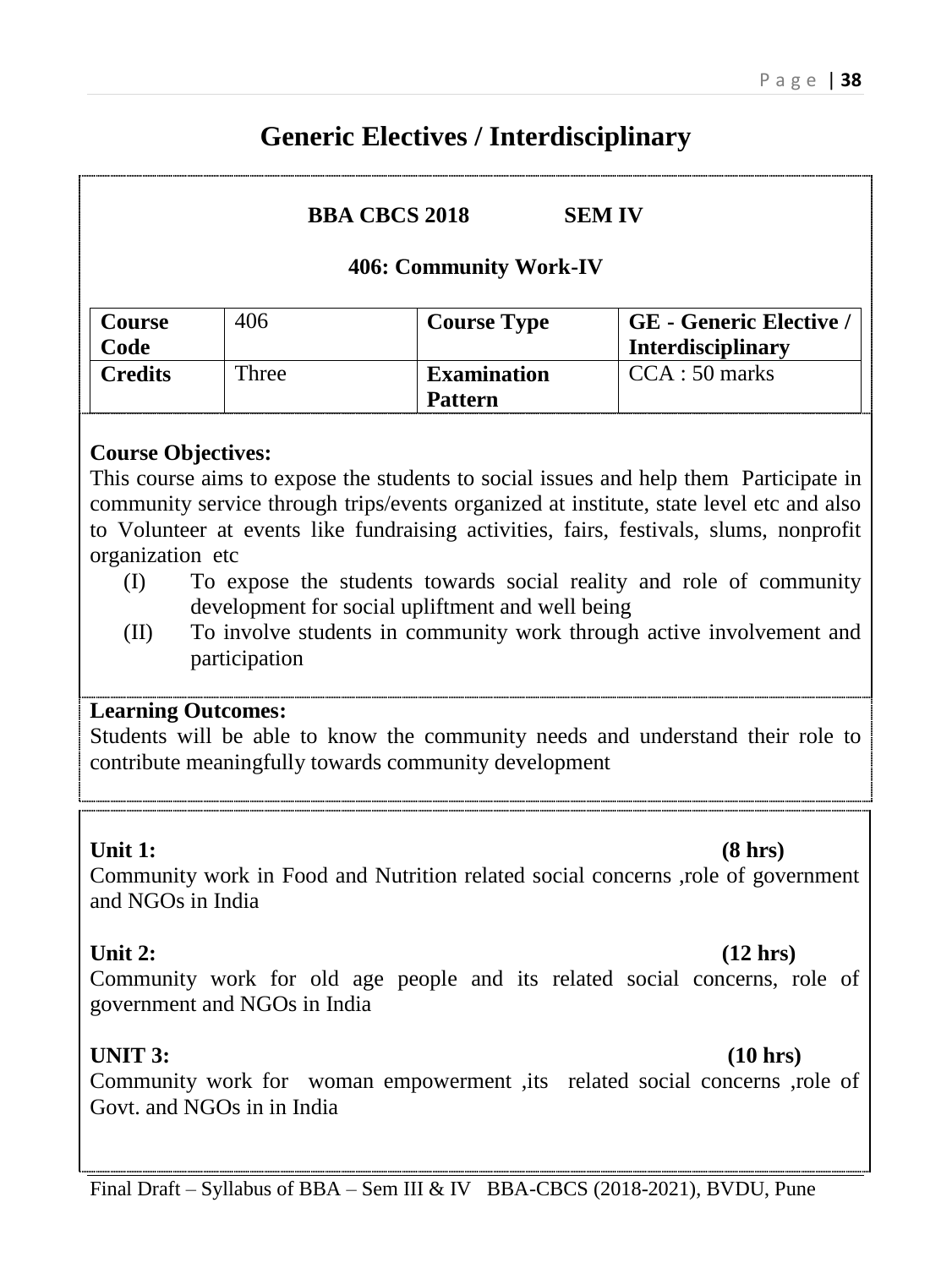# Generic Electives / Interdisciplinary

**BBA CBCS 2018 SEM IV**

**406: Community Work-IV**

| **Course Code** | 406 | **Course Type** | **GE - Generic Elective / Interdisciplinary** |
|---|---|---|---|
| **Credits** | Three | **Examination Pattern** | CCA : 50 marks |

**Course Objectives:**

This course aims to expose the students to social issues and help them Participate in community service through trips/events organized at institute, state level etc and also to Volunteer at events like fundraising activities, fairs, festivals, slums, nonprofit organization etc

(I) To expose the students towards social reality and role of community development for social upliftment and well being

(II) To involve students in community work through active involvement and participation

**Learning Outcomes:**

Students will be able to know the community needs and understand their role to contribute meaningfully towards community development

**Unit 1: (8 hrs)**

Community work in Food and Nutrition related social concerns ,role of government and NGOs in India

**Unit 2: (12 hrs)**

Community work for old age people and its related social concerns, role of government and NGOs in India

**UNIT 3: (10 hrs)**

Community work for woman empowerment ,its related social concerns ,role of Govt. and NGOs in in India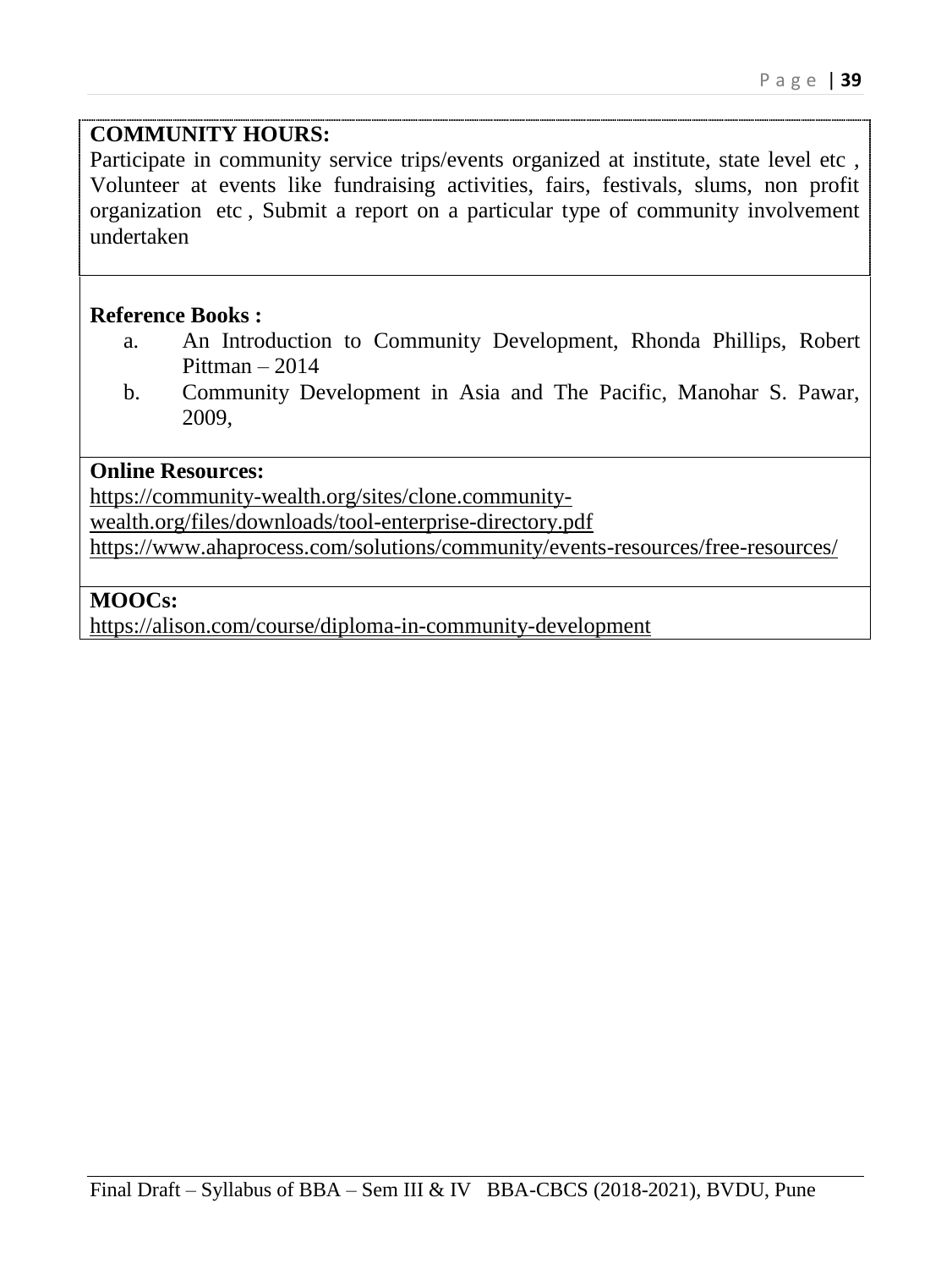**COMMUNITY HOURS:**

Participate in community service trips/events organized at institute, state level etc , Volunteer at events like fundraising activities, fairs, festivals, slums, non profit organization etc , Submit a report on a particular type of community involvement undertaken

**Reference Books :**

a. An Introduction to Community Development, Rhonda Phillips, Robert Pittman – 2014
b. Community Development in Asia and The Pacific, Manohar S. Pawar, 2009,

**Online Resources:**

https://community-wealth.org/sites/clone.community-wealth.org/files/downloads/tool-enterprise-directory.pdf
https://www.ahaprocess.com/solutions/community/events-resources/free-resources/

**MOOCs:**

https://alison.com/course/diploma-in-community-development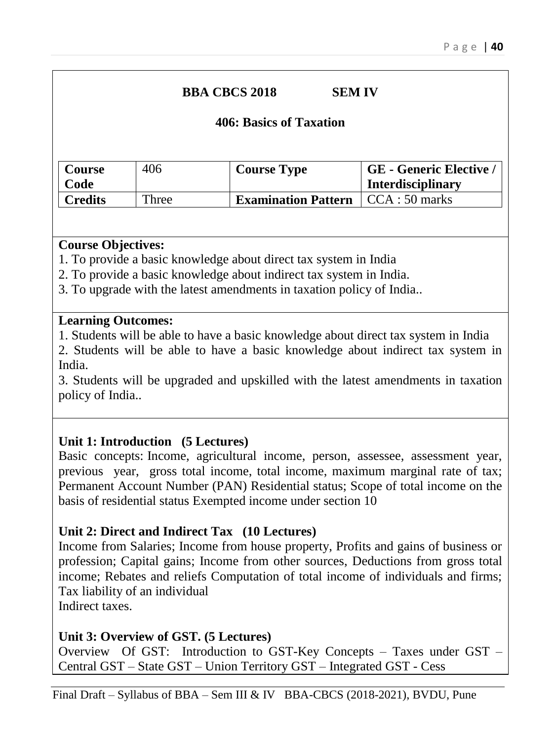**BBA CBCS 2018 SEM IV**

## 406: Basics of Taxation

| Course Code | 406 | Course Type | GE - Generic Elective / Interdisciplinary |
|---|---|---|---|
| Credits | Three | Examination Pattern | CCA : 50 marks |

**Course Objectives:**

1. To provide a basic knowledge about direct tax system in India
2. To provide a basic knowledge about indirect tax system in India.
3. To upgrade with the latest amendments in taxation policy of India..

**Learning Outcomes:**

1. Students will be able to have a basic knowledge about direct tax system in India
2. Students will be able to have a basic knowledge about indirect tax system in India.
3. Students will be upgraded and upskilled with the latest amendments in taxation policy of India..

**Unit 1: Introduction (5 Lectures)**

Basic concepts: Income, agricultural income, person, assessee, assessment year, previous year, gross total income, total income, maximum marginal rate of tax; Permanent Account Number (PAN) Residential status; Scope of total income on the basis of residential status Exempted income under section 10

**Unit 2: Direct and Indirect Tax (10 Lectures)**

Income from Salaries; Income from house property, Profits and gains of business or profession; Capital gains; Income from other sources, Deductions from gross total income; Rebates and reliefs Computation of total income of individuals and firms; Tax liability of an individual

Indirect taxes.

**Unit 3: Overview of GST. (5 Lectures)**

Overview Of GST: Introduction to GST-Key Concepts – Taxes under GST – Central GST – State GST – Union Territory GST – Integrated GST - Cess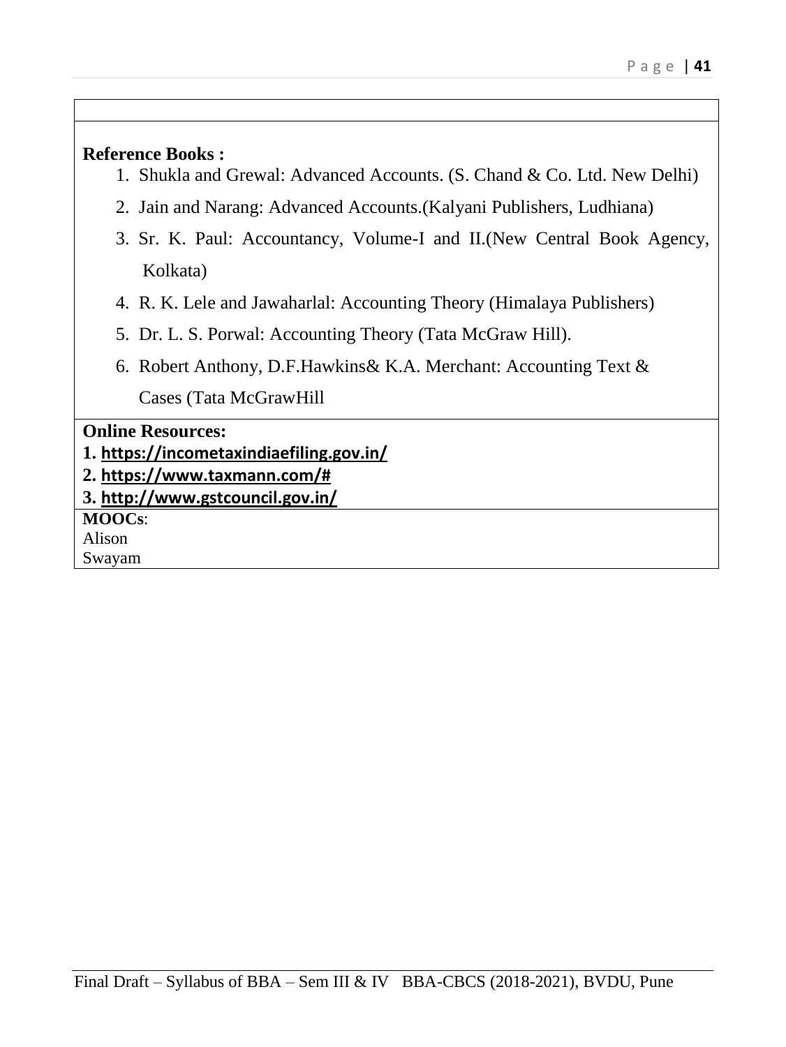**Reference Books :**

1. Shukla and Grewal: Advanced Accounts. (S. Chand & Co. Ltd. New Delhi)
2. Jain and Narang: Advanced Accounts.(Kalyani Publishers, Ludhiana)
3. Sr. K. Paul: Accountancy, Volume-I and II.(New Central Book Agency, Kolkata)
4. R. K. Lele and Jawaharlal: Accounting Theory (Himalaya Publishers)
5. Dr. L. S. Porwal: Accounting Theory (Tata McGraw Hill).
6. Robert Anthony, D.F.Hawkins& K.A. Merchant: Accounting Text & Cases (Tata McGrawHill

**Online Resources:**

**1. https://incometaxindiaefiling.gov.in/**
**2. https://www.taxmann.com/#**
**3. http://www.gstcouncil.gov.in/**

**MOOCs**:
Alison
Swayam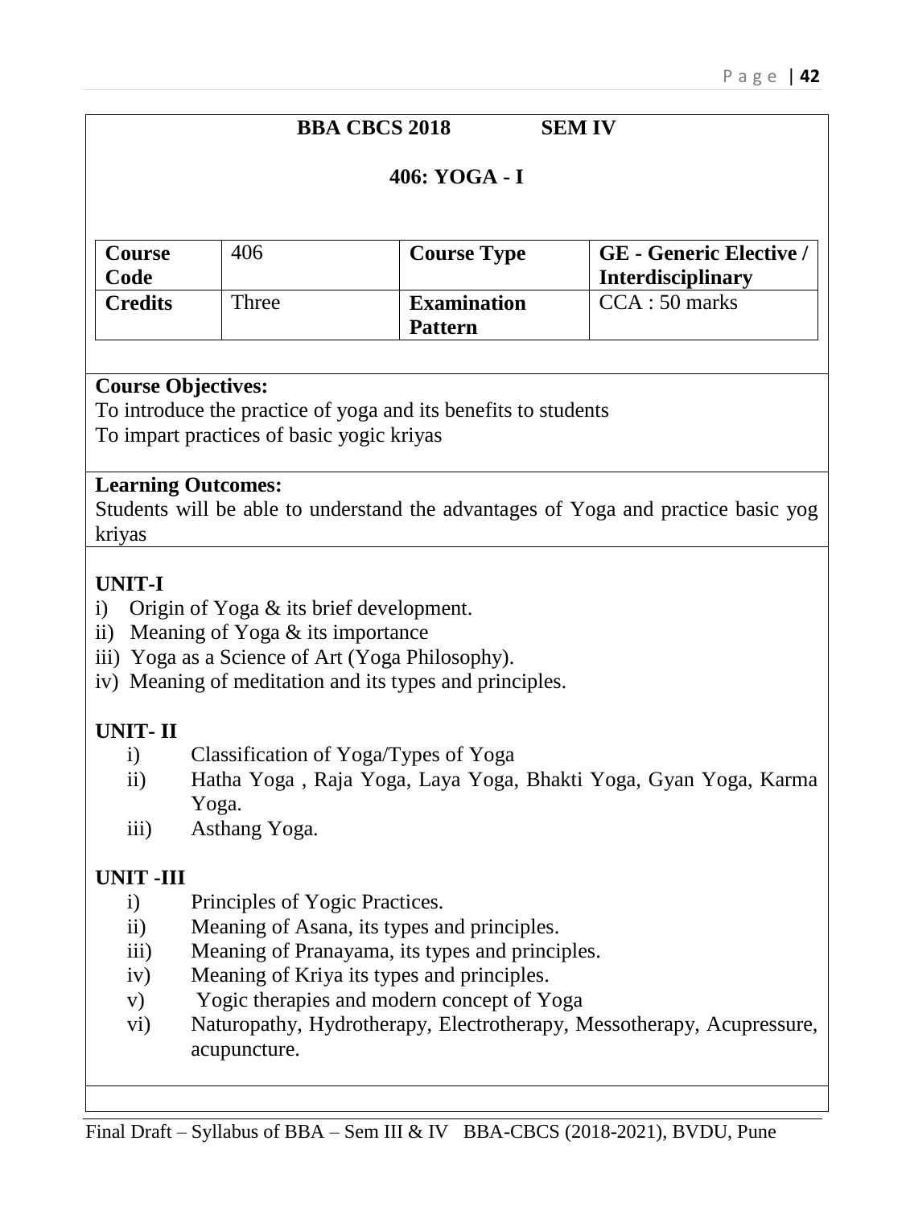**BBA CBCS 2018 SEM IV**

## 406: YOGA - I

| **Course Code** | 406 | **Course Type** | **GE - Generic Elective / Interdisciplinary** |
|---|---|---|---|
| **Credits** | Three | **Examination Pattern** | CCA : 50 marks |

**Course Objectives:**

To introduce the practice of yoga and its benefits to students

To impart practices of basic yogic kriyas

**Learning Outcomes:**

Students will be able to understand the advantages of Yoga and practice basic yog kriyas

**UNIT-I**

i) Origin of Yoga & its brief development.

ii) Meaning of Yoga & its importance

iii) Yoga as a Science of Art (Yoga Philosophy).

iv) Meaning of meditation and its types and principles.

**UNIT- II**

i) Classification of Yoga/Types of Yoga

ii) Hatha Yoga , Raja Yoga, Laya Yoga, Bhakti Yoga, Gyan Yoga, Karma Yoga.

iii) Asthang Yoga.

**UNIT -III**

i) Principles of Yogic Practices.

ii) Meaning of Asana, its types and principles.

iii) Meaning of Pranayama, its types and principles.

iv) Meaning of Kriya its types and principles.

v) Yogic therapies and modern concept of Yoga

vi) Naturopathy, Hydrotherapy, Electrotherapy, Messotherapy, Acupressure, acupuncture.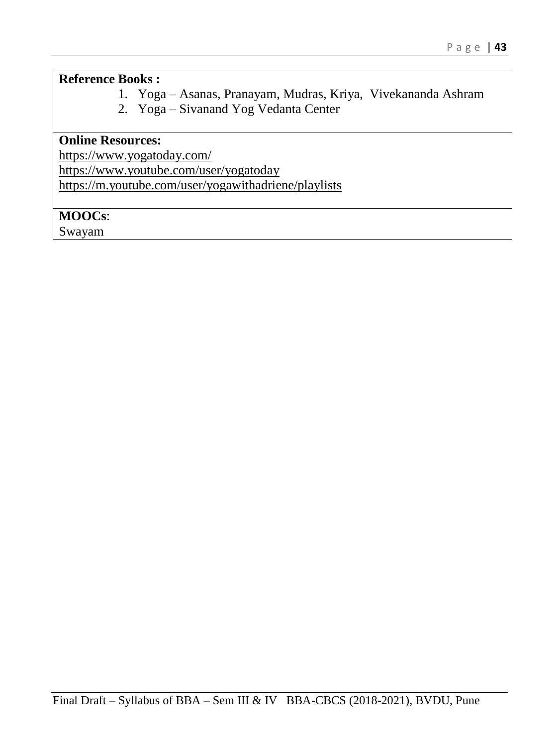**Reference Books :**

1. Yoga – Asanas, Pranayam, Mudras, Kriya, Vivekananda Ashram
2. Yoga – Sivanand Yog Vedanta Center

**Online Resources:**

https://www.yogatoday.com/
https://www.youtube.com/user/yogatoday
https://m.youtube.com/user/yogawithadriene/playlists

**MOOCs**:
Swayam